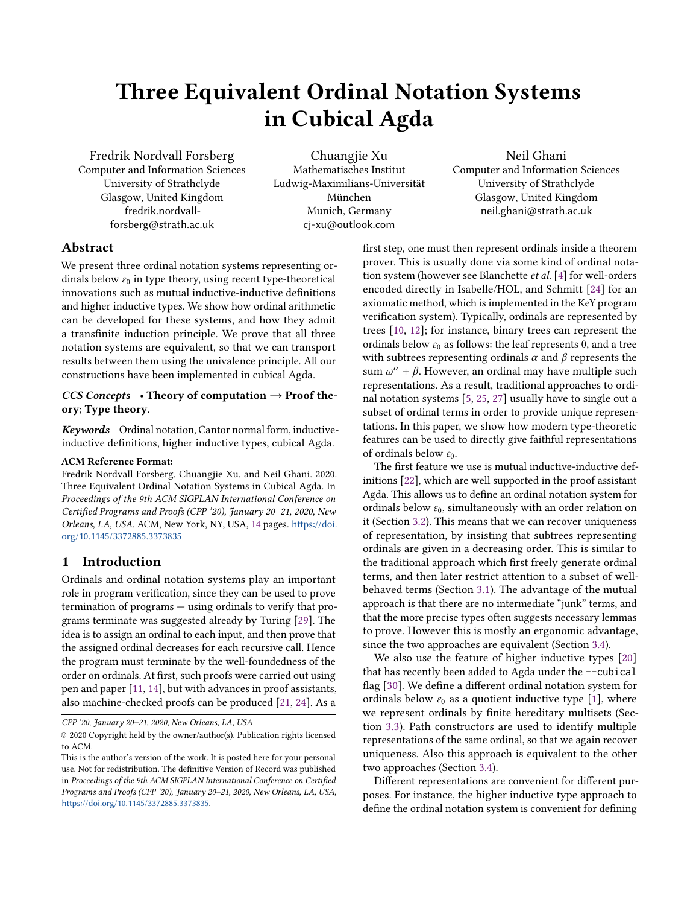# Three Equivalent Ordinal Notation Systems in Cubical Agda

Fredrik Nordvall Forsberg
Computer and Information Sciences
University of Strathclyde
Glasgow, United Kingdom
fredrik.nordvall-forsberg@strath.ac.uk

Chuangjie Xu
Mathematisches Institut
Ludwig-Maximilians-Universität München
Munich, Germany
cj-xu@outlook.com

Neil Ghani
Computer and Information Sciences
University of Strathclyde
Glasgow, United Kingdom
neil.ghani@strath.ac.uk

## Abstract

We present three ordinal notation systems representing ordinals below $\varepsilon_0$ in type theory, using recent type-theoretical innovations such as mutual inductive-inductive definitions and higher inductive types. We show how ordinal arithmetic can be developed for these systems, and how they admit a transfinite induction principle. We prove that all three notation systems are equivalent, so that we can transport results between them using the univalence principle. All our constructions have been implemented in cubical Agda.

***CCS Concepts*** • **Theory of computation** → **Proof theory**; **Type theory**.

***Keywords*** Ordinal notation, Cantor normal form, inductive-inductive definitions, higher inductive types, cubical Agda.

**ACM Reference Format:**
Fredrik Nordvall Forsberg, Chuangjie Xu, and Neil Ghani. 2020. Three Equivalent Ordinal Notation Systems in Cubical Agda. In *Proceedings of the 9th ACM SIGPLAN International Conference on Certified Programs and Proofs (CPP '20), January 20–21, 2020, New Orleans, LA, USA.* ACM, New York, NY, USA, 14 pages. https://doi.org/10.1145/3372885.3373835

## 1 Introduction

Ordinals and ordinal notation systems play an important role in program verification, since they can be used to prove termination of programs — using ordinals to verify that programs terminate was suggested already by Turing [29]. The idea is to assign an ordinal to each input, and then prove that the assigned ordinal decreases for each recursive call. Hence the program must terminate by the well-foundedness of the order on ordinals. At first, such proofs were carried out using pen and paper [11, 14], but with advances in proof assistants, also machine-checked proofs can be produced [21, 24]. As a first step, one must then represent ordinals inside a theorem prover. This is usually done via some kind of ordinal notation system (however see Blanchette *et al.* [4] for well-orders encoded directly in Isabelle/HOL, and Schmitt [24] for an axiomatic method, which is implemented in the KeY program verification system). Typically, ordinals are represented by trees [10, 12]; for instance, binary trees can represent the ordinals below $\varepsilon_0$ as follows: the leaf represents 0, and a tree with subtrees representing ordinals $\alpha$ and $\beta$ represents the sum $\omega^\alpha + \beta$. However, an ordinal may have multiple such representations. As a result, traditional approaches to ordinal notation systems [5, 25, 27] usually have to single out a subset of ordinal terms in order to provide unique representations. In this paper, we show how modern type-theoretic features can be used to directly give faithful representations of ordinals below $\varepsilon_0$.

The first feature we use is mutual inductive-inductive definitions [22], which are well supported in the proof assistant Agda. This allows us to define an ordinal notation system for ordinals below $\varepsilon_0$, simultaneously with an order relation on it (Section 3.2). This means that we can recover uniqueness of representation, by insisting that subtrees representing ordinals are given in a decreasing order. This is similar to the traditional approach which first freely generate ordinal terms, and then later restrict attention to a subset of well-behaved terms (Section 3.1). The advantage of the mutual approach is that there are no intermediate "junk" terms, and that the more precise types often suggests necessary lemmas to prove. However this is mostly an ergonomic advantage, since the two approaches are equivalent (Section 3.4).

We also use the feature of higher inductive types [20] that has recently been added to Agda under the `--cubical` flag [30]. We define a different ordinal notation system for ordinals below $\varepsilon_0$ as a quotient inductive type [1], where we represent ordinals by finite hereditary multisets (Section 3.3). Path constructors are used to identify multiple representations of the same ordinal, so that we again recover uniqueness. Also this approach is equivalent to the other two approaches (Section 3.4).

Different representations are convenient for different purposes. For instance, the higher inductive type approach to define the ordinal notation system is convenient for defining

CPP '20, January 20–21, 2020, New Orleans, LA, USA
© 2020 Copyright held by the owner/author(s). Publication rights licensed to ACM.
This is the author's version of the work. It is posted here for your personal use. Not for redistribution. The definitive Version of Record was published in *Proceedings of the 9th ACM SIGPLAN International Conference on Certified Programs and Proofs (CPP '20), January 20–21, 2020, New Orleans, LA, USA*, https://doi.org/10.1145/3372885.3373835.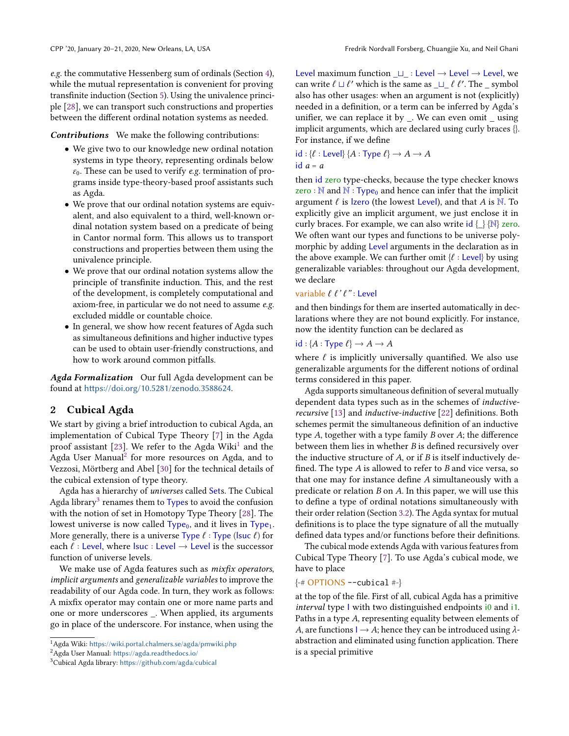*e.g.* the commutative Hessenberg sum of ordinals (Section 4), while the mutual representation is convenient for proving transfinite induction (Section 5). Using the univalence principle [28], we can transport such constructions and properties between the different ordinal notation systems as needed.

***Contributions*** We make the following contributions:

- We give two to our knowledge new ordinal notation systems in type theory, representing ordinals below $\varepsilon_0$. These can be used to verify *e.g.* termination of programs inside type-theory-based proof assistants such as Agda.
- We prove that our ordinal notation systems are equivalent, and also equivalent to a third, well-known ordinal notation system based on a predicate of being in Cantor normal form. This allows us to transport constructions and properties between them using the univalence principle.
- We prove that our ordinal notation systems allow the principle of transfinite induction. This, and the rest of the development, is completely computational and axiom-free, in particular we do not need to assume *e.g.* excluded middle or countable choice.
- In general, we show how recent features of Agda such as simultaneous definitions and higher inductive types can be used to obtain user-friendly constructions, and how to work around common pitfalls.

***Agda Formalization*** Our full Agda development can be found at https://doi.org/10.5281/zenodo.3588624.

## 2 Cubical Agda

We start by giving a brief introduction to cubical Agda, an implementation of Cubical Type Theory [7] in the Agda proof assistant [23]. We refer to the Agda Wiki[1] and the Agda User Manual[2] for more resources on Agda, and to Vezzosi, Mörtberg and Abel [30] for the technical details of the cubical extension of type theory.

Agda has a hierarchy of *universes* called Sets. The Cubical Agda library[3] renames them to Types to avoid the confusion with the notion of set in Homotopy Type Theory [28]. The lowest universe is now called $\mathsf{Type}_0$, and it lives in $\mathsf{Type}_1$. More generally, there is a universe Type $\ell$ : Type (lsuc $\ell$) for each $\ell$ : Level, where lsuc : Level → Level is the successor function of universe levels.

We make use of Agda features such as *mixfix operators*, *implicit arguments* and *generalizable variables* to improve the readability of our Agda code. In turn, they work as follows: A mixfix operator may contain one or more name parts and one or more underscores _. When applied, its arguments go in place of the underscore. For instance, when using the Level maximum function _⊔_ : Level → Level → Level, we can write $\ell \sqcup \ell'$ which is the same as _⊔_ $\ell$ $\ell'$. The _ symbol also has other usages: when an argument is not (explicitly) needed in a definition, or a term can be inferred by Agda's unifier, we can replace it by _. We can even omit _ using implicit arguments, which are declared using curly braces {}. For instance, if we define

```
id : {ℓ : Level} {A : Type ℓ} → A → A
id a = a
```

then id zero type-checks, because the type checker knows zero : ℕ and ℕ : $\mathsf{Type}_0$ and hence can infer that the implicit argument $\ell$ is lzero (the lowest Level), and that $A$ is ℕ. To explicitly give an implicit argument, we just enclose it in curly braces. For example, we can also write id {_} {ℕ} zero. We often want our types and functions to be universe polymorphic by adding Level arguments in the declaration as in the above example. We can further omit {ℓ : Level} by using generalizable variables: throughout our Agda development, we declare

```
variable ℓ ℓ' ℓ'' : Level
```

and then bindings for them are inserted automatically in declarations where they are not bound explicitly. For instance, now the identity function can be declared as

```
id : {A : Type ℓ} → A → A
```

where $\ell$ is implicitly universally quantified. We also use generalizable arguments for the different notions of ordinal terms considered in this paper.

Agda supports simultaneous definition of several mutually dependent data types such as in the schemes of *inductive-recursive* [13] and *inductive-inductive* [22] definitions. Both schemes permit the simultaneous definition of an inductive type $A$, together with a type family $B$ over $A$; the difference between them lies in whether $B$ is defined recursively over the inductive structure of $A$, or if $B$ is itself inductively defined. The type $A$ is allowed to refer to $B$ and vice versa, so that one may for instance define $A$ simultaneously with a predicate or relation $B$ on $A$. In this paper, we will use this to define a type of ordinal notations simultaneously with their order relation (Section 3.2). The Agda syntax for mutual definitions is to place the type signature of all the mutually defined data types and/or functions before their definitions.

The cubical mode extends Agda with various features from Cubical Type Theory [7]. To use Agda's cubical mode, we have to place

```
{-# OPTIONS --cubical #-}
```

at the top of the file. First of all, cubical Agda has a primitive *interval* type I with two distinguished endpoints i0 and i1. Paths in a type $A$, representing equality between elements of $A$, are functions I → $A$; hence they can be introduced using $\lambda$-abstraction and eliminated using function application. There is a special primitive

[1] Agda Wiki: https://wiki.portal.chalmers.se/agda/pmwiki.php
[2] Agda User Manual: https://agda.readthedocs.io/
[3] Cubical Agda library: https://github.com/agda/cubical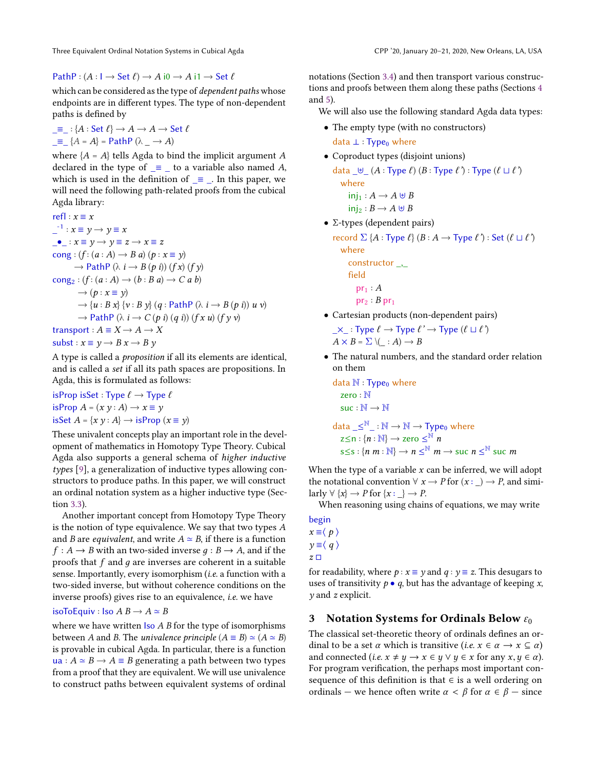```
PathP : (A : I → Set ℓ) → A i0 → A i1 → Set ℓ
```

which can be considered as the type of *dependent paths* whose endpoints are in different types. The type of non-dependent paths is defined by

```
_≡_ : {A : Set ℓ} → A → A → Set ℓ
_≡_ {A = A} = PathP (λ _ → A)
```

where {A = A} tells Agda to bind the implicit argument A declared in the type of _≡_ to a variable also named A, which is used in the definition of _≡_. In this paper, we will need the following path-related proofs from the cubical Agda library:

```
refl : x ≡ x
_⁻¹ : x ≡ y → y ≡ x
_•_ : x ≡ y → y ≡ z → x ≡ z
cong : (f : (a : A) → B a) (p : x ≡ y)
     → PathP (λ i → B (p i)) (f x) (f y)
cong₂ : (f : (a : A) → (b : B a) → C a b)
      → (p : x ≡ y)
      → {u : B x} {v : B y} (q : PathP (λ i → B (p i)) u v)
      → PathP (λ i → C (p i) (q i)) (f x u) (f y v)
transport : A ≡ X → A → X
subst : x ≡ y → B x → B y
```

A type is called a *proposition* if all its elements are identical, and is called a *set* if all its path spaces are propositions. In Agda, this is formulated as follows:

```
isProp isSet : Type ℓ → Type ℓ
isProp A = (x y : A) → x ≡ y
isSet A = {x y : A} → isProp (x ≡ y)
```

These univalent concepts play an important role in the development of mathematics in Homotopy Type Theory. Cubical Agda also supports a general schema of *higher inductive types* [9], a generalization of inductive types allowing constructors to produce paths. In this paper, we will construct an ordinal notation system as a higher inductive type (Section 3.3).

Another important concept from Homotopy Type Theory is the notion of type equivalence. We say that two types $A$ and $B$ are *equivalent*, and write $A \simeq B$, if there is a function $f : A \to B$ with an two-sided inverse $g : B \to A$, and if the proofs that $f$ and $g$ are inverses are coherent in a suitable sense. Importantly, every isomorphism (*i.e.* a function with a two-sided inverse, but without coherence conditions on the inverse proofs) gives rise to an equivalence, *i.e.* we have

```
isoToEquiv : Iso A B → A ≃ B
```

where we have written Iso $A$ $B$ for the type of isomorphisms between $A$ and $B$. The *univalence principle* $(A \equiv B) \simeq (A \simeq B)$ is provable in cubical Agda. In particular, there is a function ua : $A \simeq B \to A \equiv B$ generating a path between two types from a proof that they are equivalent. We will use univalence to construct paths between equivalent systems of ordinal notations (Section 3.4) and then transport various constructions and proofs between them along these paths (Sections 4 and 5).

We will also use the following standard Agda data types:

- The empty type (with no constructors)

```
data ⊥ : Type₀ where
```

- Coproduct types (disjoint unions)

```
data _⊎_ (A : Type ℓ) (B : Type ℓ') : Type (ℓ ⊔ ℓ')
  where
    inj₁ : A → A ⊎ B
    inj₂ : B → A ⊎ B
```

- Σ-types (dependent pairs)

```
record Σ {A : Type ℓ} (B : A → Type ℓ') : Set (ℓ ⊔ ℓ')
  where
    constructor _,_
    field
      pr₁ : A
      pr₂ : B pr₁
```

- Cartesian products (non-dependent pairs)

```
_×_ : Type ℓ → Type ℓ' → Type (ℓ ⊔ ℓ')
A × B = Σ \(_ : A) → B
```

- The natural numbers, and the standard order relation on them

```
data ℕ : Type₀ where
  zero : ℕ
  suc : ℕ → ℕ

data _≤ℕ_ : ℕ → ℕ → Type₀ where
  z≤n : {n : ℕ} → zero ≤ℕ n
  s≤s : {n m : ℕ} → n ≤ℕ m → suc n ≤ℕ suc m
```

When the type of a variable $x$ can be inferred, we will adopt the notational convention ∀ x → P for (x : _) → P, and similarly ∀ {x} → P for {x : _} → P.

When reasoning using chains of equations, we may write

```
begin
x ≡⟨ p ⟩
y ≡⟨ q ⟩
z □
```

for readability, where $p : x \equiv y$ and $q : y \equiv z$. This desugars to uses of transitivity $p \bullet q$, but has the advantage of keeping $x$, $y$ and $z$ explicit.

## 3 Notation Systems for Ordinals Below $\varepsilon_0$

The classical set-theoretic theory of ordinals defines an ordinal to be a set $\alpha$ which is transitive (*i.e.* $x \in \alpha \to x \subseteq \alpha$) and connected (*i.e.* $x \neq y \to x \in y \lor y \in x$ for any $x, y \in \alpha$). For program verification, the perhaps most important consequence of this definition is that $\in$ is a well ordering on ordinals — we hence often write $\alpha < \beta$ for $\alpha \in \beta$ — since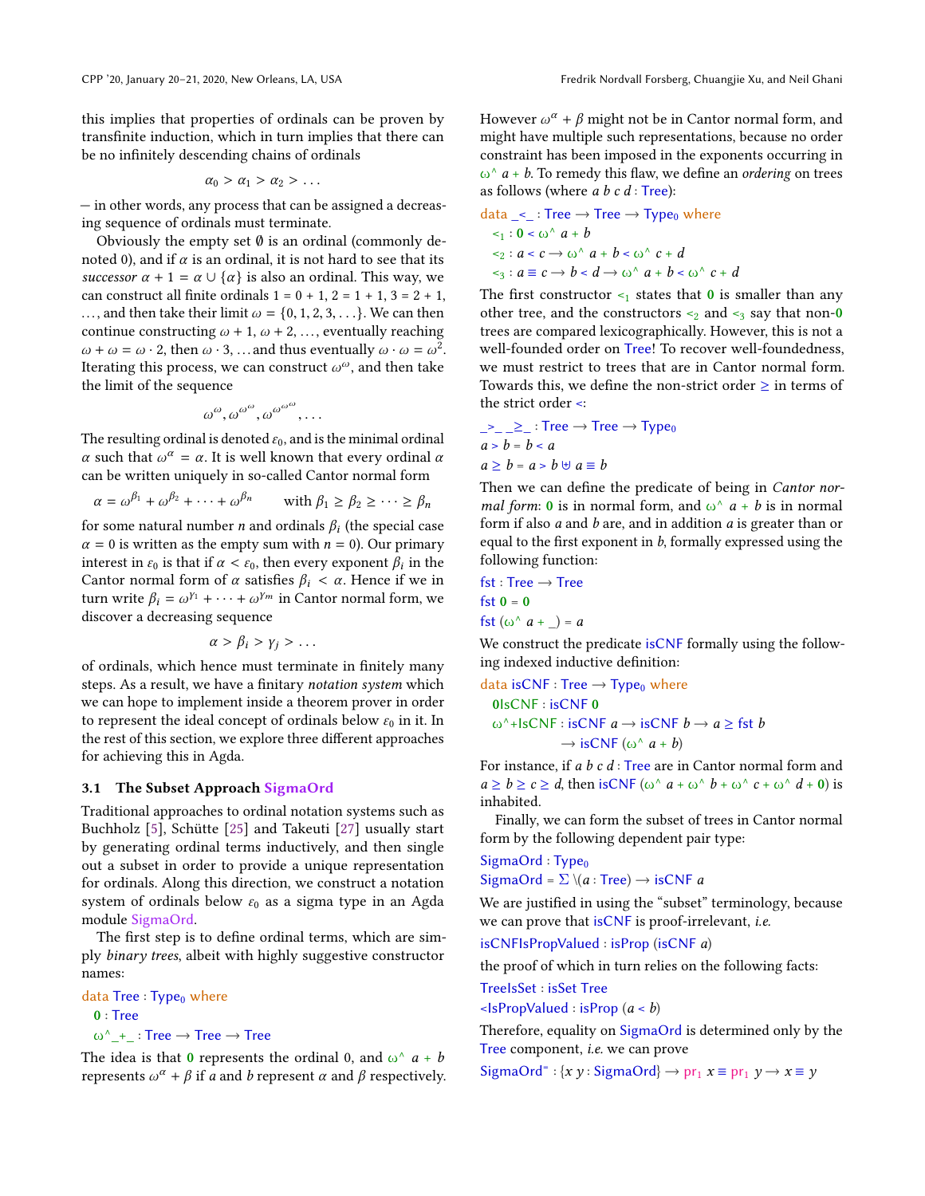this implies that properties of ordinals can be proven by transfinite induction, which in turn implies that there can be no infinitely descending chains of ordinals

$$\alpha_0 > \alpha_1 > \alpha_2 > \dots$$

— in other words, any process that can be assigned a decreasing sequence of ordinals must terminate.

Obviously the empty set $\emptyset$ is an ordinal (commonly denoted 0), and if $\alpha$ is an ordinal, it is not hard to see that its *successor* $\alpha + 1 = \alpha \cup \{\alpha\}$ is also an ordinal. This way, we can construct all finite ordinals $1 = 0 + 1$, $2 = 1 + 1$, $3 = 2 + 1$, ..., and then take their limit $\omega = \{0, 1, 2, 3, \dots\}$. We can then continue constructing $\omega + 1$, $\omega + 2$, ..., eventually reaching $\omega + \omega = \omega \cdot 2$, then $\omega \cdot 3$, ... and thus eventually $\omega \cdot \omega = \omega^2$. Iterating this process, we can construct $\omega^\omega$, and then take the limit of the sequence

$$\omega^\omega, \omega^{\omega^\omega}, \omega^{\omega^{\omega^\omega}}, \dots$$

The resulting ordinal is denoted $\varepsilon_0$, and is the minimal ordinal $\alpha$ such that $\omega^\alpha = \alpha$. It is well known that every ordinal $\alpha$ can be written uniquely in so-called Cantor normal form

$$\alpha = \omega^{\beta_1} + \omega^{\beta_2} + \dots + \omega^{\beta_n} \qquad \text{with } \beta_1 \geq \beta_2 \geq \dots \geq \beta_n$$

for some natural number $n$ and ordinals $\beta_i$ (the special case $\alpha = 0$ is written as the empty sum with $n = 0$). Our primary interest in $\varepsilon_0$ is that if $\alpha < \varepsilon_0$, then every exponent $\beta_i$ in the Cantor normal form of $\alpha$ satisfies $\beta_i < \alpha$. Hence if we in turn write $\beta_i = \omega^{\gamma_1} + \dots + \omega^{\gamma_m}$ in Cantor normal form, we discover a decreasing sequence

$$\alpha > \beta_i > \gamma_j > \dots$$

of ordinals, which hence must terminate in finitely many steps. As a result, we have a finitary *notation system* which we can hope to implement inside a theorem prover in order to represent the ideal concept of ordinals below $\varepsilon_0$ in it. In the rest of this section, we explore three different approaches for achieving this in Agda.

### 3.1 The Subset Approach SigmaOrd

Traditional approaches to ordinal notation systems such as Buchholz [5], Schütte [25] and Takeuti [27] usually start by generating ordinal terms inductively, and then single out a subset in order to provide a unique representation for ordinals. Along this direction, we construct a notation system of ordinals below $\varepsilon_0$ as a sigma type in an Agda module SigmaOrd.

The first step is to define ordinal terms, which are simply *binary trees*, albeit with highly suggestive constructor names:

```
data Tree : Type₀ where
  𝟎 : Tree
  ω^_+_ : Tree → Tree → Tree
```

The idea is that 𝟎 represents the ordinal 0, and ω^ a + b represents $\omega^\alpha + \beta$ if $a$ and $b$ represent $\alpha$ and $\beta$ respectively. However $\omega^\alpha + \beta$ might not be in Cantor normal form, and might have multiple such representations, because no order constraint has been imposed in the exponents occurring in ω^ a + b. To remedy this flaw, we define an *ordering* on trees as follows (where a b c d : Tree):

```
data _<_ : Tree → Tree → Type₀ where
  <₁ : 𝟎 < ω^ a + b
  <₂ : a < c → ω^ a + b < ω^ c + d
  <₃ : a ≡ c → b < d → ω^ a + b < ω^ c + d
```

The first constructor <₁ states that 𝟎 is smaller than any other tree, and the constructors <₂ and <₃ say that non-𝟎 trees are compared lexicographically. However, this is not a well-founded order on Tree! To recover well-foundedness, we must restrict to trees that are in Cantor normal form. Towards this, we define the non-strict order ≥ in terms of the strict order <:

```
_>_ _≥_ : Tree → Tree → Type₀
a > b = b < a
a ≥ b = a > b ⊎ a ≡ b
```

Then we can define the predicate of being in *Cantor normal form*: 𝟎 is in normal form, and ω^ a + b is in normal form if also a and b are, and in addition a is greater than or equal to the first exponent in b, formally expressed using the following function:

```
fst : Tree → Tree
fst 𝟎 = 𝟎
fst (ω^ a + _) = a
```

We construct the predicate isCNF formally using the following indexed inductive definition:

```
data isCNF : Tree → Type₀ where
  𝟎IsCNF : isCNF 𝟎
  ω^+IsCNF : isCNF a → isCNF b → a ≥ fst b
           → isCNF (ω^ a + b)
```

For instance, if a b c d : Tree are in Cantor normal form and a ≥ b ≥ c ≥ d, then isCNF (ω^ a + ω^ b + ω^ c + ω^ d + 𝟎) is inhabited.

Finally, we can form the subset of trees in Cantor normal form by the following dependent pair type:

```
SigmaOrd : Type₀
SigmaOrd = Σ \(a : Tree) → isCNF a
```

We are justified in using the "subset" terminology, because we can prove that isCNF is proof-irrelevant, *i.e.*

```
isCNFIsPropValued : isProp (isCNF a)
```

the proof of which in turn relies on the following facts:

```
TreeIsSet : isSet Tree
<IsPropValued : isProp (a < b)
```

Therefore, equality on SigmaOrd is determined only by the Tree component, *i.e.* we can prove

```
SigmaOrd⁼ : {x y : SigmaOrd} → pr₁ x ≡ pr₁ y → x ≡ y
```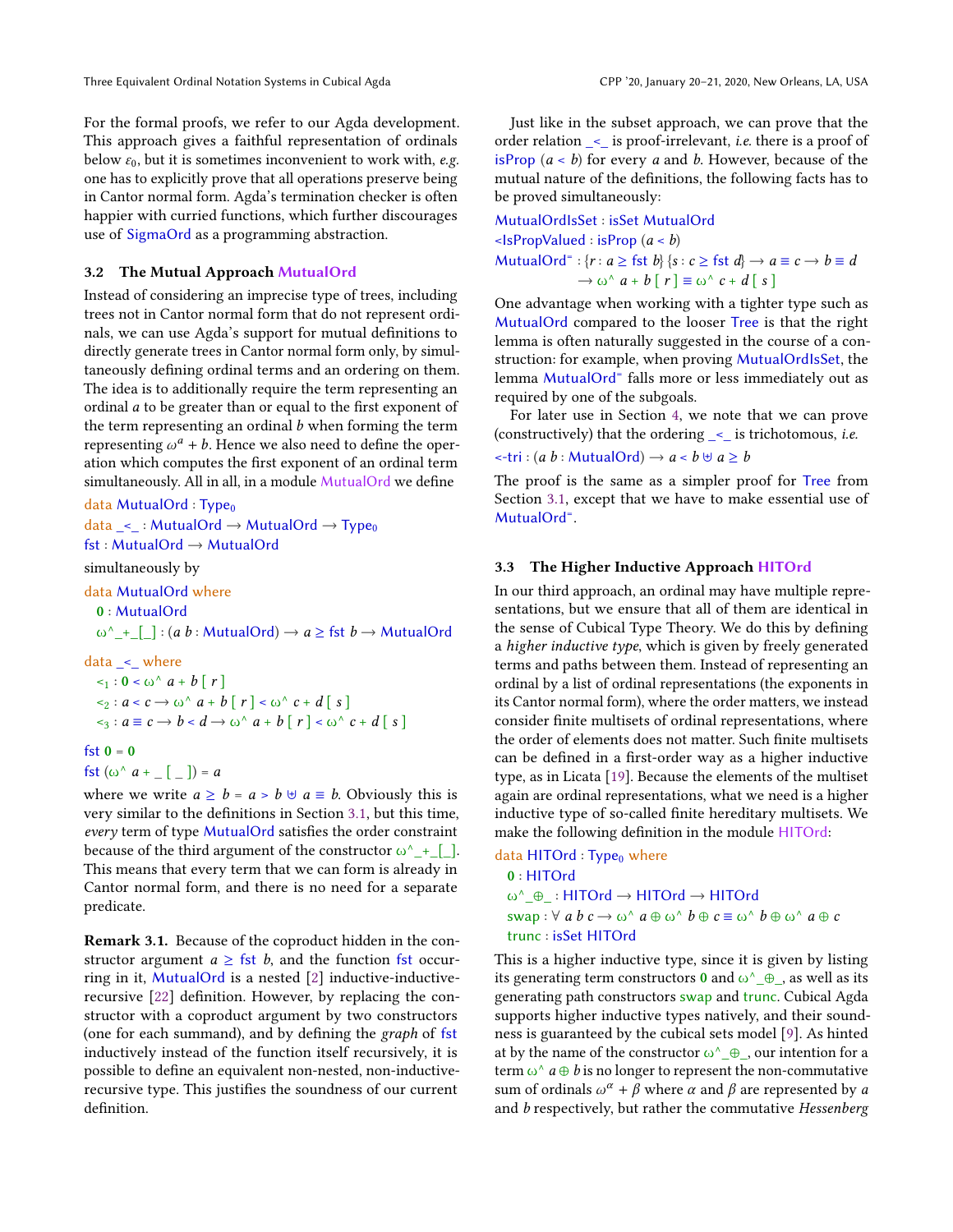For the formal proofs, we refer to our Agda development. This approach gives a faithful representation of ordinals below $\varepsilon_0$, but it is sometimes inconvenient to work with, *e.g.* one has to explicitly prove that all operations preserve being in Cantor normal form. Agda's termination checker is often happier with curried functions, which further discourages use of SigmaOrd as a programming abstraction.

### 3.2 The Mutual Approach MutualOrd

Instead of considering an imprecise type of trees, including trees not in Cantor normal form that do not represent ordinals, we can use Agda's support for mutual definitions to directly generate trees in Cantor normal form only, by simultaneously defining ordinal terms and an ordering on them. The idea is to additionally require the term representing an ordinal $a$ to be greater than or equal to the first exponent of the term representing an ordinal $b$ when forming the term representing $\omega^a + b$. Hence we also need to define the operation which computes the first exponent of an ordinal term simultaneously. All in all, in a module MutualOrd we define

```
data MutualOrd : Type₀
data _<_ : MutualOrd → MutualOrd → Type₀
fst : MutualOrd → MutualOrd
```

simultaneously by

```
data MutualOrd where
  0 : MutualOrd
  ω^_+_[_] : (a b : MutualOrd) → a ≥ fst b → MutualOrd

data _<_ where
  <₁ : 0 < ω^ a + b [ r ]
  <₂ : a < c → ω^ a + b [ r ] < ω^ c + d [ s ]
  <₃ : a ≡ c → b < d → ω^ a + b [ r ] < ω^ c + d [ s ]

fst 0 = 0
fst (ω^ a + _ [ _ ]) = a
```

where we write $a \geq b = a > b \uplus a \equiv b$. Obviously this is very similar to the definitions in Section 3.1, but this time, *every* term of type MutualOrd satisfies the order constraint because of the third argument of the constructor ω^_+_[_]. This means that every term that we can form is already in Cantor normal form, and there is no need for a separate predicate.

**Remark 3.1.** Because of the coproduct hidden in the constructor argument $a \geq$ fst $b$, and the function fst occurring in it, MutualOrd is a nested [2] inductive-inductive-recursive [22] definition. However, by replacing the constructor with a coproduct argument by two constructors (one for each summand), and by defining the *graph* of fst inductively instead of the function itself recursively, it is possible to define an equivalent non-nested, non-inductive-recursive type. This justifies the soundness of our current definition.

Just like in the subset approach, we can prove that the order relation _<_ is proof-irrelevant, *i.e.* there is a proof of isProp $(a < b)$ for every $a$ and $b$. However, because of the mutual nature of the definitions, the following facts has to be proved simultaneously:

```
MutualOrdIsSet : isSet MutualOrd
<IsPropValued : isProp (a < b)
MutualOrd⁼ : {r : a ≥ fst b} {s : c ≥ fst d} → a ≡ c → b ≡ d
           → ω^ a + b [ r ] ≡ ω^ c + d [ s ]
```

One advantage when working with a tighter type such as MutualOrd compared to the looser Tree is that the right lemma is often naturally suggested in the course of a construction: for example, when proving MutualOrdIsSet, the lemma MutualOrd⁼ falls more or less immediately out as required by one of the subgoals.

For later use in Section 4, we note that we can prove (constructively) that the ordering _<_ is trichotomous, *i.e.*

```
<-tri : (a b : MutualOrd) → a < b ⊎ a ≥ b
```

The proof is the same as a simpler proof for Tree from Section 3.1, except that we have to make essential use of MutualOrd⁼.

### 3.3 The Higher Inductive Approach HITOrd

In our third approach, an ordinal may have multiple representations, but we ensure that all of them are identical in the sense of Cubical Type Theory. We do this by defining a *higher inductive type*, which is given by freely generated terms and paths between them. Instead of representing an ordinal by a list of ordinal representations (the exponents in its Cantor normal form), where the order matters, we instead consider finite multisets of ordinal representations, where the order of elements does not matter. Such finite multisets can be defined in a first-order way as a higher inductive type, as in Licata [19]. Because the elements of the multiset again are ordinal representations, what we need is a higher inductive type of so-called finite hereditary multisets. We make the following definition in the module HITOrd:

```
data HITOrd : Type₀ where
  0 : HITOrd
  ω^_⊕_ : HITOrd → HITOrd → HITOrd
  swap : ∀ a b c → ω^ a ⊕ ω^ b ⊕ c ≡ ω^ b ⊕ ω^ a ⊕ c
  trunc : isSet HITOrd
```

This is a higher inductive type, since it is given by listing its generating term constructors 0 and ω^_⊕_, as well as its generating path constructors swap and trunc. Cubical Agda supports higher inductive types natively, and their soundness is guaranteed by the cubical sets model [9]. As hinted at by the name of the constructor ω^_⊕_, our intention for a term ω^ $a \oplus b$ is no longer to represent the non-commutative sum of ordinals $\omega^\alpha + \beta$ where $\alpha$ and $\beta$ are represented by $a$ and $b$ respectively, but rather the commutative *Hessenberg*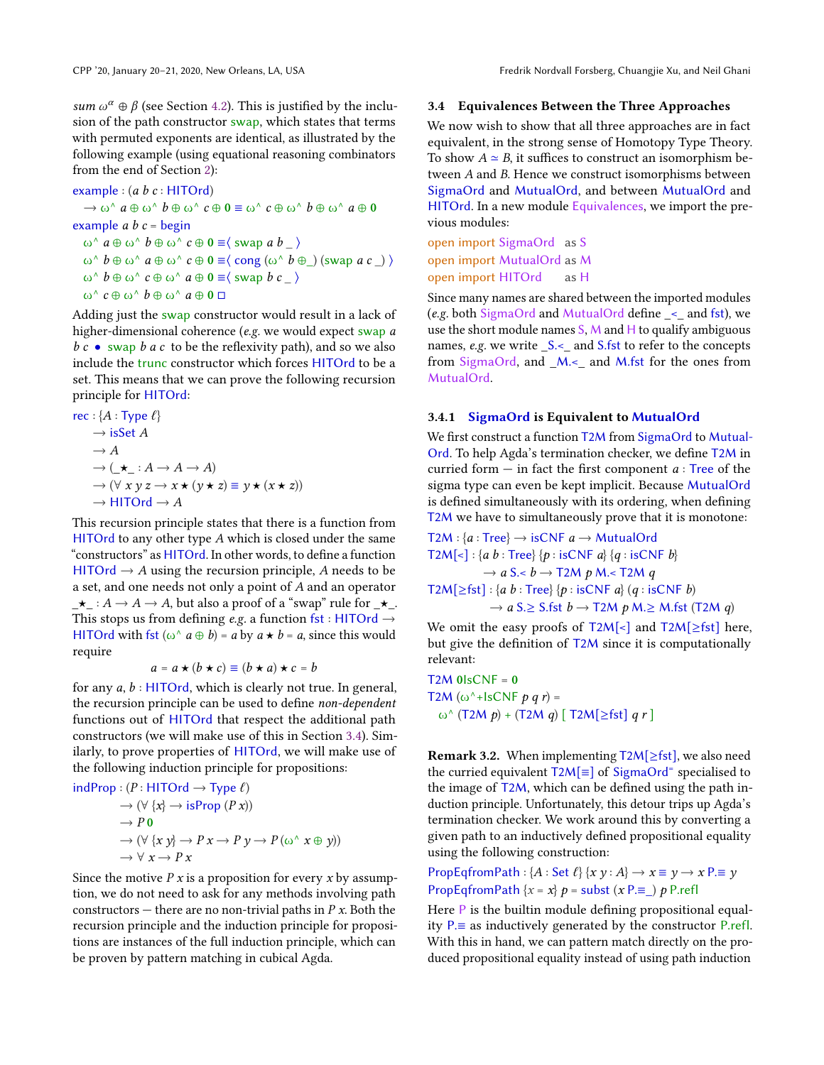*sum* $\omega^\alpha \oplus \beta$ (see Section 4.2). This is justified by the inclusion of the path constructor swap, which states that terms with permuted exponents are identical, as illustrated by the following example (using equational reasoning combinators from the end of Section 2):

```
example : (a b c : HITOrd)
  → ω^ a ⊕ ω^ b ⊕ ω^ c ⊕ 0 ≡ ω^ c ⊕ ω^ b ⊕ ω^ a ⊕ 0
example a b c = begin
  ω^ a ⊕ ω^ b ⊕ ω^ c ⊕ 0 ≡⟨ swap a b _ ⟩
  ω^ b ⊕ ω^ a ⊕ ω^ c ⊕ 0 ≡⟨ cong (ω^ b ⊕_) (swap a c _) ⟩
  ω^ b ⊕ ω^ c ⊕ ω^ a ⊕ 0 ≡⟨ swap b c _ ⟩
  ω^ c ⊕ ω^ b ⊕ ω^ a ⊕ 0 □
```

Adding just the swap constructor would result in a lack of higher-dimensional coherence (*e.g.* we would expect swap $a$ $b$ $c$ • swap $b$ $a$ $c$ to be the reflexivity path), and so we also include the trunc constructor which forces HITOrd to be a set. This means that we can prove the following recursion principle for HITOrd:

```
rec : {A : Type ℓ}
  → isSet A
  → A
  → (_★_ : A → A → A)
  → (∀ x y z → x ★ (y ★ z) ≡ y ★ (x ★ z))
  → HITOrd → A
```

This recursion principle states that there is a function from HITOrd to any other type $A$ which is closed under the same "constructors" as HITOrd. In other words, to define a function HITOrd $\to A$ using the recursion principle, $A$ needs to be a set, and one needs not only a point of $A$ and an operator $\_\star\_ : A \to A \to A$, but also a proof of a "swap" rule for $\_\star\_$. This stops us from defining *e.g.* a function fst : HITOrd $\to$ HITOrd with fst $(\omega\text{\^{}}\ a \oplus b) = a$ by $a \star b = a$, since this would require

$$a = a \star (b \star c) \equiv (b \star a) \star c = b$$

for any $a, b$ : HITOrd, which is clearly not true. In general, the recursion principle can be used to define *non-dependent* functions out of HITOrd that respect the additional path constructors (we will make use of this in Section 3.4). Similarly, to prove properties of HITOrd, we will make use of the following induction principle for propositions:

```
indProp : (P : HITOrd → Type ℓ)
  → (∀ {x} → isProp (P x))
  → P 0
  → (∀ {x y} → P x → P y → P (ω^ x ⊕ y))
  → ∀ x → P x
```

Since the motive $P\ x$ is a proposition for every $x$ by assumption, we do not need to ask for any methods involving path constructors — there are no non-trivial paths in $P\ x$. Both the recursion principle and the induction principle for propositions are instances of the full induction principle, which can be proven by pattern matching in cubical Agda.

### 3.4 Equivalences Between the Three Approaches

We now wish to show that all three approaches are in fact equivalent, in the strong sense of Homotopy Type Theory. To show $A \simeq B$, it suffices to construct an isomorphism between $A$ and $B$. Hence we construct isomorphisms between SigmaOrd and MutualOrd, and between MutualOrd and HITOrd. In a new module Equivalences, we import the previous modules:

```
open import SigmaOrd   as S
open import MutualOrd as M
open import HITOrd     as H
```

Since many names are shared between the imported modules (*e.g.* both SigmaOrd and MutualOrd define _<_ and fst), we use the short module names S, M and H to qualify ambiguous names, *e.g.* we write _S.<_ and S.fst to refer to the concepts from SigmaOrd, and _M.<_ and M.fst for the ones from MutualOrd.

#### 3.4.1 SigmaOrd is Equivalent to MutualOrd

We first construct a function T2M from SigmaOrd to MutualOrd. To help Agda's termination checker, we define T2M in curried form — in fact the first component $a$ : Tree of the sigma type can even be kept implicit. Because MutualOrd is defined simultaneously with its ordering, when defining T2M we have to simultaneously prove that it is monotone:

```
T2M : {a : Tree} → isCNF a → MutualOrd
T2M[<] : {a b : Tree} {p : isCNF a} {q : isCNF b}
        → a S.< b → T2M p M.< T2M q
T2M[≥fst] : {a b : Tree} {p : isCNF a} (q : isCNF b)
          → a S.≥ S.fst b → T2M p M.≥ M.fst (T2M q)
```

We omit the easy proofs of T2M[<] and T2M[≥fst] here, but give the definition of T2M since it is computationally relevant:

```
T2M 0IsCNF = 0
T2M (ω^+IsCNF p q r) =
  ω^ (T2M p) + (T2M q) [ T2M[≥fst] q r ]
```

**Remark 3.2.** When implementing T2M[≥fst], we also need the curried equivalent T2M[≡] of SigmaOrd⁼ specialised to the image of T2M, which can be defined using the path induction principle. Unfortunately, this detour trips up Agda's termination checker. We work around this by converting a given path to an inductively defined propositional equality using the following construction:

```
PropEqfromPath : {A : Set ℓ} {x y : A} → x ≡ y → x P.≡ y
PropEqfromPath {x = x} p = subst (x P.≡_) p P.refl
```

Here P is the builtin module defining propositional equality P.≡ as inductively generated by the constructor P.refl. With this in hand, we can pattern match directly on the produced propositional equality instead of using path induction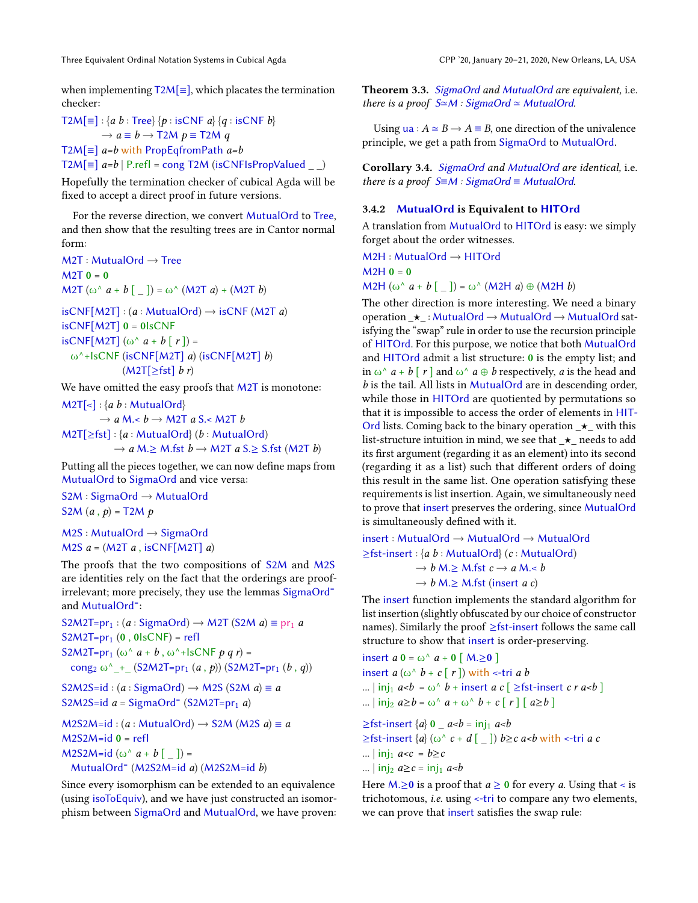when implementing T2M[≡], which placates the termination checker:

```
T2M[≡] : {a b : Tree} {p : isCNF a} {q : isCNF b}
       → a ≡ b → T2M p ≡ T2M q
T2M[≡] a=b with PropEqfromPath a=b
T2M[≡] a=b | P.refl = cong T2M (isCNFIsPropValued _ _)
```

Hopefully the termination checker of cubical Agda will be fixed to accept a direct proof in future versions.

For the reverse direction, we convert MutualOrd to Tree, and then show that the resulting trees are in Cantor normal form:

```
M2T : MutualOrd → Tree
M2T 0 = 0
M2T (ω^ a + b [ _ ]) = ω^ (M2T a) + (M2T b)

isCNF[M2T] : (a : MutualOrd) → isCNF (M2T a)
isCNF[M2T] 0 = 0IsCNF
isCNF[M2T] (ω^ a + b [ r ]) =
  ω^+IsCNF (isCNF[M2T] a) (isCNF[M2T] b)
           (M2T[≥fst] b r)
```

We have omitted the easy proofs that M2T is monotone:

```
M2T[<] : {a b : MutualOrd}
       → a M.< b → M2T a S.< M2T b
M2T[≥fst] : {a : MutualOrd} (b : MutualOrd)
          → a M.≥ M.fst b → M2T a S.≥ S.fst (M2T b)
```

Putting all the pieces together, we can now define maps from MutualOrd to SigmaOrd and vice versa:

```
S2M : SigmaOrd → MutualOrd
S2M (a , p) = T2M p

M2S : MutualOrd → SigmaOrd
M2S a = (M2T a , isCNF[M2T] a)
```

The proofs that the two compositions of S2M and M2S are identities rely on the fact that the orderings are proof-irrelevant; more precisely, they use the lemmas SigmaOrd⁼ and MutualOrd⁼:

```
S2M2T=pr₁ : (a : SigmaOrd) → M2T (S2M a) ≡ pr₁ a
S2M2T=pr₁ (0 , 0IsCNF) = refl
S2M2T=pr₁ (ω^ a + b , ω^+IsCNF p q r) =
  cong₂ ω^_+_ (S2M2T=pr₁ (a , p)) (S2M2T=pr₁ (b , q))

S2M2S=id : (a : SigmaOrd) → M2S (S2M a) ≡ a
S2M2S=id a = SigmaOrd⁼ (S2M2T=pr₁ a)

M2S2M=id : (a : MutualOrd) → S2M (M2S a) ≡ a
M2S2M=id 0 = refl
M2S2M=id (ω^ a + b [ _ ]) =
  MutualOrd⁼ (M2S2M=id a) (M2S2M=id b)
```

Since every isomorphism can be extended to an equivalence (using isoToEquiv), and we have just constructed an isomorphism between SigmaOrd and MutualOrd, we have proven:

**Theorem 3.3.** *SigmaOrd and MutualOrd are equivalent,* i.e. *there is a proof S≃M : SigmaOrd ≃ MutualOrd.*

Using ua : $A \simeq B \to A \equiv B$, one direction of the univalence principle, we get a path from SigmaOrd to MutualOrd.

**Corollary 3.4.** *SigmaOrd and MutualOrd are identical,* i.e. *there is a proof S≡M : SigmaOrd ≡ MutualOrd.*

### 3.4.2 MutualOrd is Equivalent to HITOrd

A translation from MutualOrd to HITOrd is easy: we simply forget about the order witnesses.

```
M2H : MutualOrd → HITOrd
M2H 0 = 0
M2H (ω^ a + b [ _ ]) = ω^ (M2H a) ⊕ (M2H b)
```

The other direction is more interesting. We need a binary operation _★_ : MutualOrd → MutualOrd → MutualOrd satisfying the "swap" rule in order to use the recursion principle of HITOrd. For this purpose, we notice that both MutualOrd and HITOrd admit a list structure: **0** is the empty list; and in ω^ a + b [ r ] and ω^ a ⊕ b respectively, *a* is the head and *b* is the tail. All lists in MutualOrd are in descending order, while those in HITOrd are quotiented by permutations so that it is impossible to access the order of elements in HITOrd lists. Coming back to the binary operation _★_ with this list-structure intuition in mind, we see that _★_ needs to add its first argument (regarding it as an element) into its second (regarding it as a list) such that different orders of doing this result in the same list. One operation satisfying these requirements is list insertion. Again, we simultaneously need to prove that insert preserves the ordering, since MutualOrd is simultaneously defined with it.

```
insert : MutualOrd → MutualOrd → MutualOrd
≥fst-insert : {a b : MutualOrd} (c : MutualOrd)
            → b M.≥ M.fst c → a M.< b
            → b M.≥ M.fst (insert a c)
```

The insert function implements the standard algorithm for list insertion (slightly obfuscated by our choice of constructor names). Similarly the proof ≥fst-insert follows the same call structure to show that insert is order-preserving.

```
insert a 0 = ω^ a + 0 [ M.≥0 ]
insert a (ω^ b + c [ r ]) with <-tri a b
... | inj₁ a<b = ω^ b + insert a c [ ≥fst-insert c r a<b ]
... | inj₂ a≥b = ω^ a + ω^ b + c [ r ] [ a≥b ]

≥fst-insert {a} 0 _ a<b = inj₁ a<b
≥fst-insert {a} (ω^ c + d [ _ ]) b≥c a<b with <-tri a c
... | inj₁ a<c = b≥c
... | inj₂ a≥c = inj₁ a<b
```

Here M.≥0 is a proof that $a \geq$ **0** for every *a*. Using that < is trichotomous, *i.e.* using <-tri to compare any two elements, we can prove that insert satisfies the swap rule: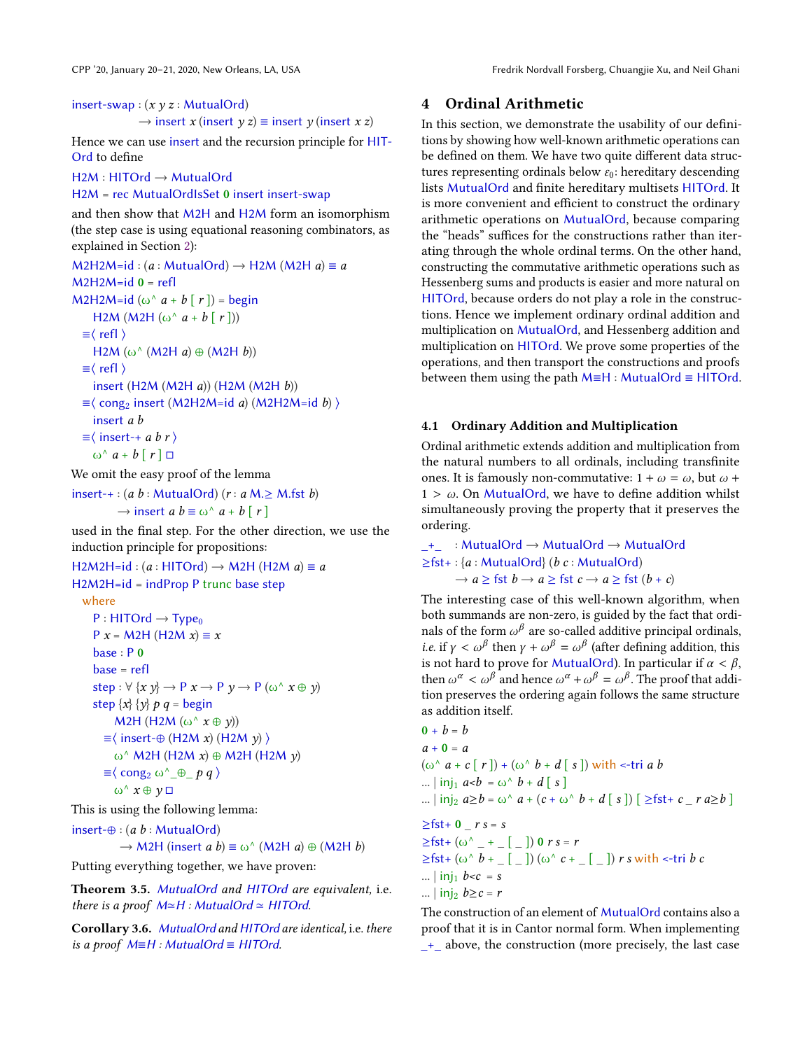```
insert-swap : (x y z : MutualOrd)
            → insert x (insert y z) ≡ insert y (insert x z)
```

Hence we can use insert and the recursion principle for HIT-Ord to define

```
H2M : HITOrd → MutualOrd
H2M = rec MutualOrdIsSet 0 insert insert-swap
```

and then show that M2H and H2M form an isomorphism (the step case is using equational reasoning combinators, as explained in Section 2):

```
M2H2M=id : (a : MutualOrd) → H2M (M2H a) ≡ a
M2H2M=id 0 = refl
M2H2M=id (ω^ a + b [ r ]) = begin
    H2M (M2H (ω^ a + b [ r ]))
  ≡⟨ refl ⟩
    H2M (ω^ (M2H a) ⊕ (M2H b))
  ≡⟨ refl ⟩
    insert (H2M (M2H a)) (H2M (M2H b))
  ≡⟨ cong₂ insert (M2H2M=id a) (M2H2M=id b) ⟩
    insert a b
  ≡⟨ insert-+ a b r ⟩
    ω^ a + b [ r ] □
```

We omit the easy proof of the lemma

```
insert-+ : (a b : MutualOrd) (r : a M.≥ M.fst b)
         → insert a b ≡ ω^ a + b [ r ]
```

used in the final step. For the other direction, we use the induction principle for propositions:

```
H2M2H=id : (a : HITOrd) → M2H (H2M a) ≡ a
H2M2H=id = indProp P trunc base step
  where
    P : HITOrd → Type₀
    P x = M2H (H2M x) ≡ x
    base : P 0
    base = refl
    step : ∀ {x y} → P x → P y → P (ω^ x ⊕ y)
    step {x} {y} p q = begin
        M2H (H2M (ω^ x ⊕ y))
      ≡⟨ insert-⊕ (H2M x) (H2M y) ⟩
        ω^ M2H (H2M x) ⊕ M2H (H2M y)
      ≡⟨ cong₂ ω^_⊕_ p q ⟩
        ω^ x ⊕ y □
```

This is using the following lemma:

```
insert-⊕ : (a b : MutualOrd)
         → M2H (insert a b) ≡ ω^ (M2H a) ⊕ (M2H b)
```

Putting everything together, we have proven:

**Theorem 3.5.** *MutualOrd and HITOrd are equivalent,* i.e. *there is a proof M≃H : MutualOrd ≃ HITOrd.*

**Corollary 3.6.** *MutualOrd and HITOrd are identical,* i.e. *there is a proof M≡H : MutualOrd ≡ HITOrd.*

## 4 Ordinal Arithmetic

In this section, we demonstrate the usability of our definitions by showing how well-known arithmetic operations can be defined on them. We have two quite different data structures representing ordinals below $\varepsilon_0$: hereditary descending lists MutualOrd and finite hereditary multisets HITOrd. It is more convenient and efficient to construct the ordinary arithmetic operations on MutualOrd, because comparing the "heads" suffices for the constructions rather than iterating through the whole ordinal terms. On the other hand, constructing the commutative arithmetic operations such as Hessenberg sums and products is easier and more natural on HITOrd, because orders do not play a role in the constructions. Hence we implement ordinary ordinal addition and multiplication on MutualOrd, and Hessenberg addition and multiplication on HITOrd. We prove some properties of the operations, and then transport the constructions and proofs between them using the path M≡H : MutualOrd ≡ HITOrd.

### 4.1 Ordinary Addition and Multiplication

Ordinal arithmetic extends addition and multiplication from the natural numbers to all ordinals, including transfinite ones. It is famously non-commutative: $1 + \omega = \omega$, but $\omega + 1 > \omega$. On MutualOrd, we have to define addition whilst simultaneously proving the property that it preserves the ordering.

```
_+_  : MutualOrd → MutualOrd → MutualOrd
≥fst+ : {a : MutualOrd} (b c : MutualOrd)
      → a ≥ fst b → a ≥ fst c → a ≥ fst (b + c)
```

The interesting case of this well-known algorithm, when both summands are non-zero, is guided by the fact that ordinals of the form $\omega^\beta$ are so-called additive principal ordinals, *i.e.* if $\gamma < \omega^\beta$ then $\gamma + \omega^\beta = \omega^\beta$ (after defining addition, this is not hard to prove for MutualOrd). In particular if $\alpha < \beta$, then $\omega^\alpha < \omega^\beta$ and hence $\omega^\alpha + \omega^\beta = \omega^\beta$. The proof that addition preserves the ordering again follows the same structure as addition itself.

```
0 + b = b
a + 0 = a
(ω^ a + c [ r ]) + (ω^ b + d [ s ]) with <-tri a b
... | inj₁ a<b = ω^ b + d [ s ]
... | inj₂ a≥b = ω^ a + (c + ω^ b + d [ s ]) [ ≥fst+ c _ r a≥b ]

≥fst+ 0 _ r s = s
≥fst+ (ω^ _ + _ [ _ ]) 0 r s = r
≥fst+ (ω^ b + _ [ _ ]) (ω^ c + _ [ _ ]) r s with <-tri b c
... | inj₁ b<c = s
... | inj₂ b≥c = r
```

The construction of an element of MutualOrd contains also a proof that it is in Cantor normal form. When implementing _+_ above, the construction (more precisely, the last case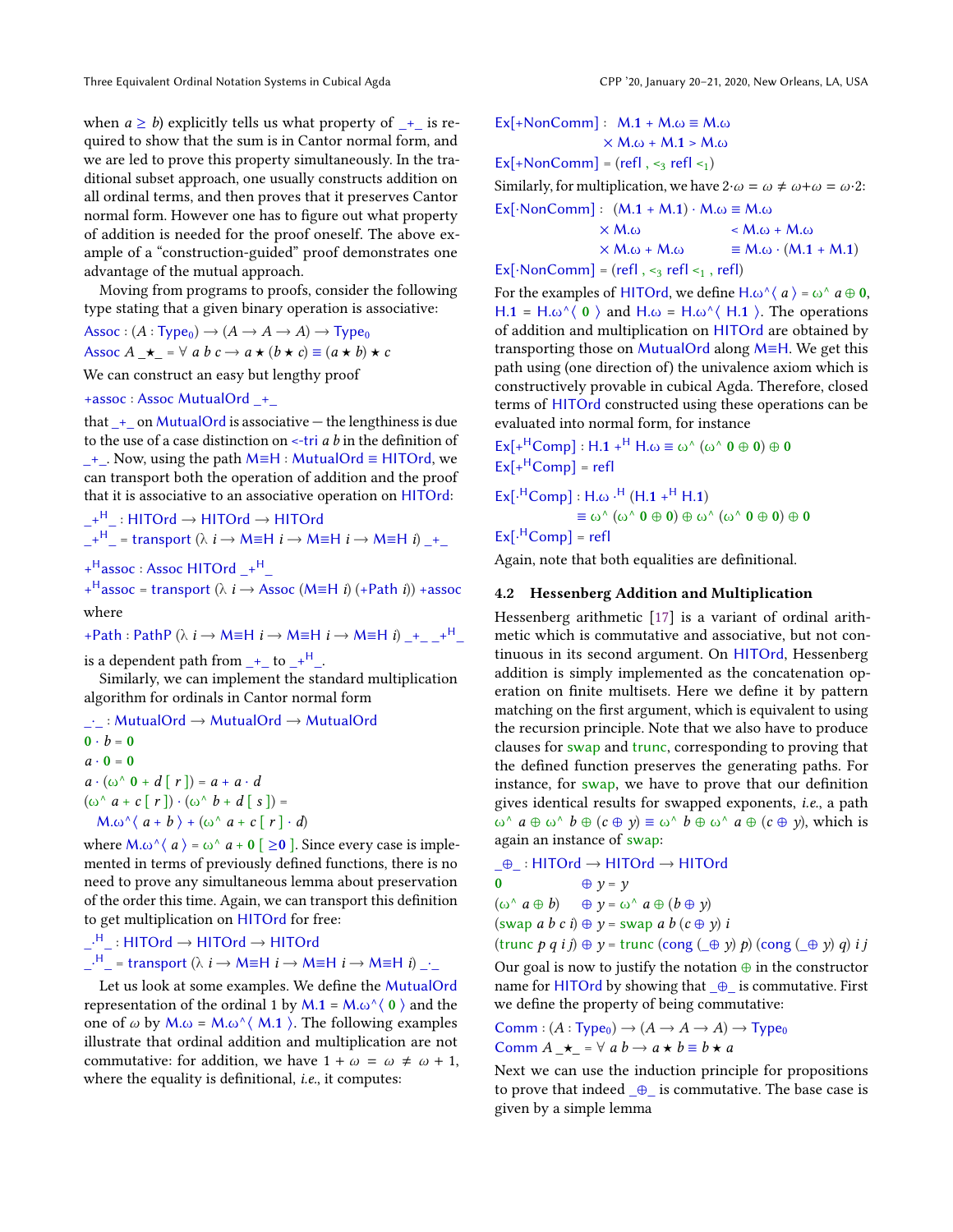when $a \geq b$) explicitly tells us what property of _+_ is required to show that the sum is in Cantor normal form, and we are led to prove this property simultaneously. In the traditional subset approach, one usually constructs addition on all ordinal terms, and then proves that it preserves Cantor normal form. However one has to figure out what property of addition is needed for the proof oneself. The above example of a "construction-guided" proof demonstrates one advantage of the mutual approach.

Moving from programs to proofs, consider the following type stating that a given binary operation is associative:

```
Assoc : (A : Type₀) → (A → A → A) → Type₀
Assoc A _★_ = ∀ a b c → a ★ (b ★ c) ≡ (a ★ b) ★ c
```

We can construct an easy but lengthy proof

```
+assoc : Assoc MutualOrd _+_
```

that _+_ on MutualOrd is associative — the lengthiness is due to the use of a case distinction on <-tri a b in the definition of _+_. Now, using the path M≡H : MutualOrd ≡ HITOrd, we can transport both the operation of addition and the proof that it is associative to an associative operation on HITOrd:

```
_+ᴴ_ : HITOrd → HITOrd → HITOrd
_+ᴴ_ = transport (λ i → M≡H i → M≡H i → M≡H i) _+_

+ᴴassoc : Assoc HITOrd _+ᴴ_
+ᴴassoc = transport (λ i → Assoc (M≡H i) (+Path i)) +assoc
```

where

```
+Path : PathP (λ i → M≡H i → M≡H i → M≡H i) _+_ _+ᴴ_
```

is a dependent path from _+_ to _+ᴴ_.

Similarly, we can implement the standard multiplication algorithm for ordinals in Cantor normal form

```
_·_ : MutualOrd → MutualOrd → MutualOrd
0 · b = 0
a · 0 = 0
a · (ω^ 0 + d [ r ]) = a + a · d
(ω^ a + c [ r ]) · (ω^ b + d [ s ]) =
  M.ω^⟨ a + b ⟩ + (ω^ a + c [ r ] · d)
```

where M.ω^⟨ a ⟩ = ω^ a + 0 [ ≥0 ]. Since every case is implemented in terms of previously defined functions, there is no need to prove any simultaneous lemma about preservation of the order this time. Again, we can transport this definition to get multiplication on HITOrd for free:

```
_·ᴴ_ : HITOrd → HITOrd → HITOrd
_·ᴴ_ = transport (λ i → M≡H i → M≡H i → M≡H i) _·_
```

Let us look at some examples. We define the MutualOrd representation of the ordinal 1 by M.1 = M.ω^⟨ 0 ⟩ and the one of $\omega$ by M.ω = M.ω^⟨ M.1 ⟩. The following examples illustrate that ordinal addition and multiplication are not commutative: for addition, we have $1 + \omega = \omega \neq \omega + 1$, where the equality is definitional, *i.e.*, it computes:

```
Ex[+NonComm] :  M.1 + M.ω ≡ M.ω
              × M.ω + M.1 > M.ω
Ex[+NonComm] = (refl , <₃ refl <₁)
```

Similarly, for multiplication, we have $2{\cdot}\omega = \omega \neq \omega{+}\omega = \omega{\cdot}2$:

```
Ex[·NonComm] :  (M.1 + M.1) · M.ω ≡ M.ω
              × M.ω              < M.ω + M.ω
              × M.ω + M.ω        ≡ M.ω · (M.1 + M.1)
Ex[·NonComm] = (refl , <₃ refl <₁ , refl)
```

For the examples of HITOrd, we define H.ω^⟨ a ⟩ = ω^ a ⊕ 0, H.1 = H.ω^⟨ 0 ⟩ and H.ω = H.ω^⟨ H.1 ⟩. The operations of addition and multiplication on HITOrd are obtained by transporting those on MutualOrd along M≡H. We get this path using (one direction of) the univalence axiom which is constructively provable in cubical Agda. Therefore, closed terms of HITOrd constructed using these operations can be evaluated into normal form, for instance

```
Ex[+ᴴComp] : H.1 +ᴴ H.ω ≡ ω^ (ω^ 0 ⊕ 0) ⊕ 0
Ex[+ᴴComp] = refl

Ex[·ᴴComp] : H.ω ·ᴴ (H.1 +ᴴ H.1)
            ≡ ω^ (ω^ 0 ⊕ 0) ⊕ ω^ (ω^ 0 ⊕ 0) ⊕ 0
Ex[·ᴴComp] = refl
```

Again, note that both equalities are definitional.

### 4.2 Hessenberg Addition and Multiplication

Hessenberg arithmetic [17] is a variant of ordinal arithmetic which is commutative and associative, but not continuous in its second argument. On HITOrd, Hessenberg addition is simply implemented as the concatenation operation on finite multisets. Here we define it by pattern matching on the first argument, which is equivalent to using the recursion principle. Note that we also have to produce clauses for swap and trunc, corresponding to proving that the defined function preserves the generating paths. For instance, for swap, we have to prove that our definition gives identical results for swapped exponents, *i.e.*, a path ω^ a ⊕ ω^ b ⊕ (c ⊕ y) ≡ ω^ b ⊕ ω^ a ⊕ (c ⊕ y), which is again an instance of swap:

```
_⊕_ : HITOrd → HITOrd → HITOrd
0                ⊕ y = y
(ω^ a ⊕ b)       ⊕ y = ω^ a ⊕ (b ⊕ y)
(swap a b c i) ⊕ y = swap a b (c ⊕ y) i
(trunc p q i j) ⊕ y = trunc (cong (_⊕ y) p) (cong (_⊕ y) q) i j
```

Our goal is now to justify the notation ⊕ in the constructor name for HITOrd by showing that _⊕_ is commutative. First we define the property of being commutative:

```
Comm : (A : Type₀) → (A → A → A) → Type₀
Comm A _★_ = ∀ a b → a ★ b ≡ b ★ a
```

Next we can use the induction principle for propositions to prove that indeed _⊕_ is commutative. The base case is given by a simple lemma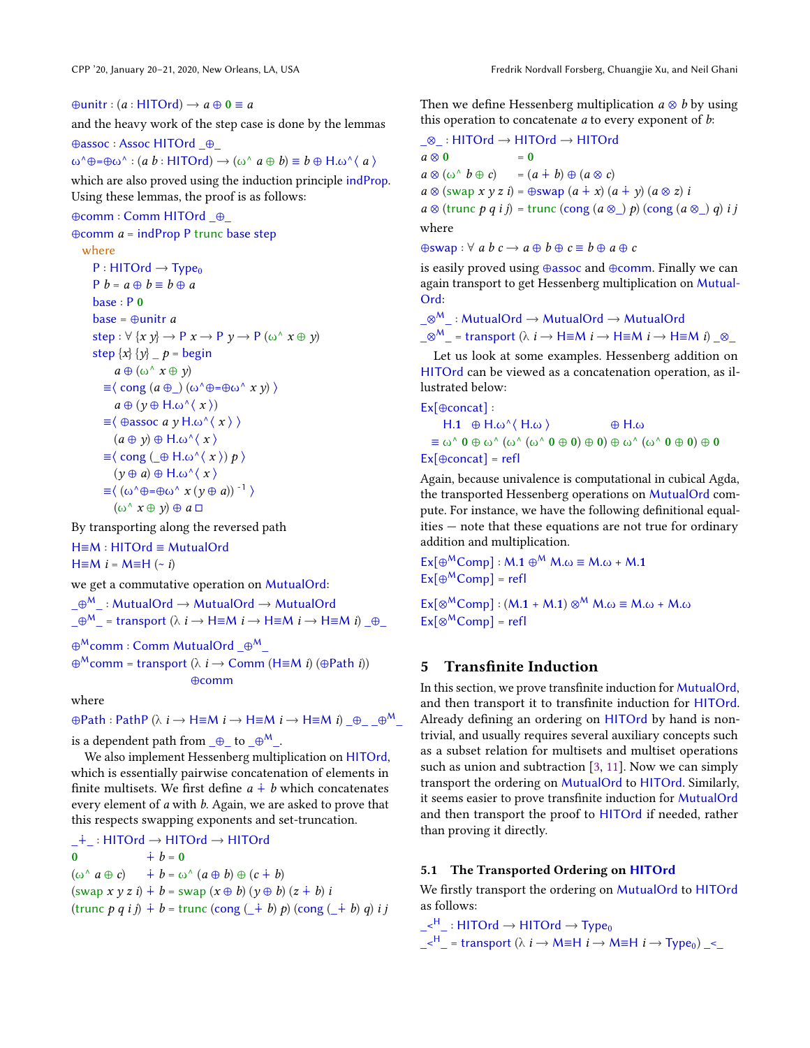```
⊕unitr : (a : HITOrd) → a ⊕ 0 ≡ a
```

and the heavy work of the step case is done by the lemmas

```
⊕assoc : Assoc HITOrd _⊕_
ω^⊕=⊕ω^ : (a b : HITOrd) → (ω^ a ⊕ b) ≡ b ⊕ H.ω^⟨ a ⟩
```

which are also proved using the induction principle indProp. Using these lemmas, the proof is as follows:

```
⊕comm : Comm HITOrd _⊕_
⊕comm a = indProp P trunc base step
  where
    P : HITOrd → Type₀
    P b = a ⊕ b ≡ b ⊕ a
    base : P 0
    base = ⊕unitr a
    step : ∀ {x y} → P x → P y → P (ω^ x ⊕ y)
    step {x} {y} _ p = begin
        a ⊕ (ω^ x ⊕ y)
      ≡⟨ cong (a ⊕_) (ω^⊕=⊕ω^ x y) ⟩
        a ⊕ (y ⊕ H.ω^⟨ x ⟩)
      ≡⟨ ⊕assoc a y H.ω^⟨ x ⟩ ⟩
        (a ⊕ y) ⊕ H.ω^⟨ x ⟩
      ≡⟨ cong (_⊕ H.ω^⟨ x ⟩) p ⟩
        (y ⊕ a) ⊕ H.ω^⟨ x ⟩
      ≡⟨ (ω^⊕=⊕ω^ x (y ⊕ a)) ⁻¹ ⟩
        (ω^ x ⊕ y) ⊕ a ∎
```

By transporting along the reversed path

```
H≡M : HITOrd ≡ MutualOrd
H≡M i = M≡H (~ i)
```

we get a commutative operation on MutualOrd:

```
_⊕ᴹ_ : MutualOrd → MutualOrd → MutualOrd
_⊕ᴹ_ = transport (λ i → H≡M i → H≡M i → H≡M i) _⊕_

⊕ᴹcomm : Comm MutualOrd _⊕ᴹ_
⊕ᴹcomm = transport (λ i → Comm (H≡M i) (⊕Path i))
                   ⊕comm
```

where

```
⊕Path : PathP (λ i → H≡M i → H≡M i → H≡M i) _⊕_ _⊕ᴹ_
```

is a dependent path from `_⊕_` to `_⊕ᴹ_`.

We also implement Hessenberg multiplication on HITOrd, which is essentially pairwise concatenation of elements in finite multisets. We first define $a \dotplus b$ which concatenates every element of $a$ with $b$. Again, we are asked to prove that this respects swapping exponents and set-truncation.

```
_∔_ : HITOrd → HITOrd → HITOrd
0            ∔ b = 0
(ω^ a ⊕ c)   ∔ b = ω^ (a ⊕ b) ⊕ (c ∔ b)
(swap x y z i) ∔ b = swap (x ⊕ b) (y ⊕ b) (z ∔ b) i
(trunc p q i j) ∔ b = trunc (cong (_∔ b) p) (cong (_∔ b) q) i j
```

Then we define Hessenberg multiplication $a \otimes b$ by using this operation to concatenate $a$ to every exponent of $b$:

```
_⊗_ : HITOrd → HITOrd → HITOrd
a ⊗ 0             = 0
a ⊗ (ω^ b ⊕ c)    = (a ∔ b) ⊕ (a ⊗ c)
a ⊗ (swap x y z i) = ⊕swap (a ∔ x) (a ∔ y) (a ⊗ z) i
a ⊗ (trunc p q i j) = trunc (cong (a ⊗_) p) (cong (a ⊗_) q) i j
```

where

```
⊕swap : ∀ a b c → a ⊕ b ⊕ c ≡ b ⊕ a ⊕ c
```

is easily proved using ⊕assoc and ⊕comm. Finally we can again transport to get Hessenberg multiplication on MutualOrd:

```
_⊗ᴹ_ : MutualOrd → MutualOrd → MutualOrd
_⊗ᴹ_ = transport (λ i → H≡M i → H≡M i → H≡M i) _⊗_
```

Let us look at some examples. Hessenberg addition on HITOrd can be viewed as a concatenation operation, as illustrated below:

```
Ex[⊕concat] :
     H.1   ⊕ H.ω^⟨ H.ω ⟩              ⊕ H.ω
  ≡ ω^ 0 ⊕ ω^ (ω^ (ω^ 0 ⊕ 0) ⊕ 0) ⊕ ω^ (ω^ 0 ⊕ 0) ⊕ 0
Ex[⊕concat] = refl
```

Again, because univalence is computational in cubical Agda, the transported Hessenberg operations on MutualOrd compute. For instance, we have the following definitional equalities — note that these equations are not true for ordinary addition and multiplication.

```
Ex[⊕ᴹComp] : M.1 ⊕ᴹ M.ω ≡ M.ω + M.1
Ex[⊕ᴹComp] = refl

Ex[⊗ᴹComp] : (M.1 + M.1) ⊗ᴹ M.ω ≡ M.ω + M.ω
Ex[⊗ᴹComp] = refl
```

## 5 Transfinite Induction

In this section, we prove transfinite induction for MutualOrd, and then transport it to transfinite induction for HITOrd. Already defining an ordering on HITOrd by hand is non-trivial, and usually requires several auxiliary concepts such as a subset relation for multisets and multiset operations such as union and subtraction [3, 11]. Now we can simply transport the ordering on MutualOrd to HITOrd. Similarly, it seems easier to prove transfinite induction for MutualOrd and then transport the proof to HITOrd if needed, rather than proving it directly.

### 5.1 The Transported Ordering on HITOrd

We firstly transport the ordering on MutualOrd to HITOrd as follows:

```
_<ᴴ_ : HITOrd → HITOrd → Type₀
_<ᴴ_ = transport (λ i → M≡H i → M≡H i → Type₀) _<_
```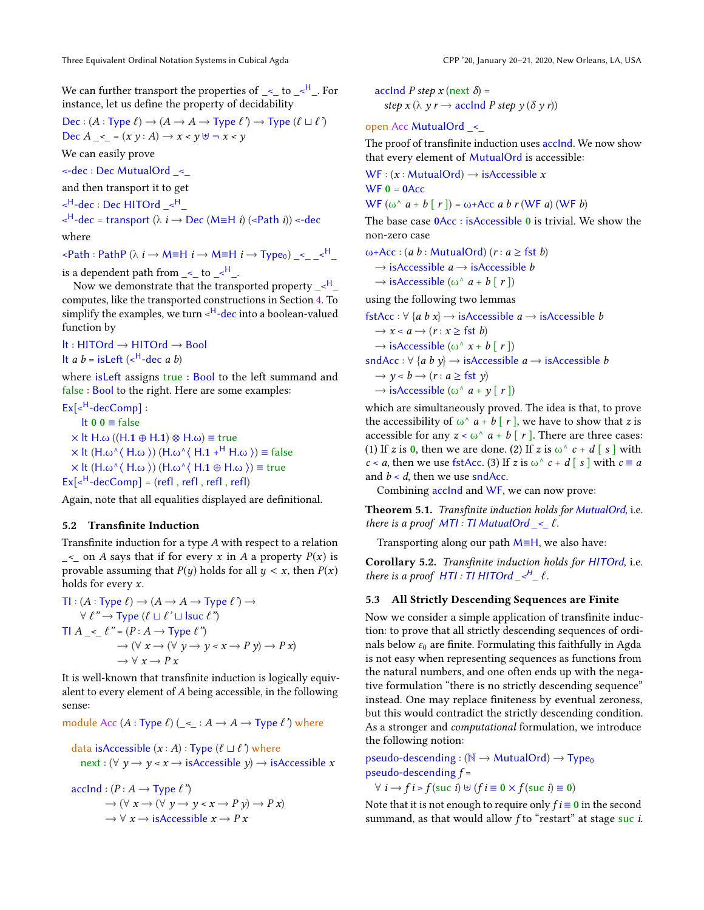We can further transport the properties of _<_ to _<ᴴ_. For instance, let us define the property of decidability

```
Dec : (A : Type ℓ) → (A → A → Type ℓ') → Type (ℓ ⊔ ℓ')
Dec A _<_ = (x y : A) → x < y ⊎ ¬ x < y
```

We can easily prove

```
<-dec : Dec MutualOrd _<_
```

and then transport it to get

```
<ᴴ-dec : Dec HITOrd _<ᴴ_
<ᴴ-dec = transport (λ i → Dec (M≡H i) (<Path i)) <-dec
```

where

```
<Path : PathP (λ i → M≡H i → M≡H i → Type₀) _<_ _<ᴴ_
```

is a dependent path from _<_ to _<ᴴ_.

Now we demonstrate that the transported property _<ᴴ_ computes, like the transported constructions in Section 4. To simplify the examples, we turn <ᴴ-dec into a boolean-valued function by

```
lt : HITOrd → HITOrd → Bool
lt a b = isLeft (<ᴴ-dec a b)
```

where isLeft assigns true : Bool to the left summand and false : Bool to the right. Here are some examples:

```
Ex[<ᴴ-decComp] :
    lt 0 0 ≡ false
  × lt H.ω ((H.1 ⊕ H.1) ⊗ H.ω) ≡ true
  × lt (H.ω^⟨ H.ω ⟩) (H.ω^⟨ H.1 +ᴴ H.ω ⟩) ≡ false
  × lt (H.ω^⟨ H.ω ⟩) (H.ω^⟨ H.1 ⊕ H.ω ⟩) ≡ true
Ex[<ᴴ-decComp] = (refl , refl , refl , refl)
```

Again, note that all equalities displayed are definitional.

### 5.2 Transfinite Induction

Transfinite induction for a type $A$ with respect to a relation _<_ on $A$ says that if for every $x$ in $A$ a property $P(x)$ is provable assuming that $P(y)$ holds for all $y < x$, then $P(x)$ holds for every $x$.

```
TI : (A : Type ℓ) → (A → A → Type ℓ') →
     ∀ ℓ'' → Type (ℓ ⊔ ℓ' ⊔ lsuc ℓ'')
TI A _<_ ℓ'' = (P : A → Type ℓ'')
             → (∀ x → (∀ y → y < x → P y) → P x)
             → ∀ x → P x
```

It is well-known that transfinite induction is logically equivalent to every element of $A$ being accessible, in the following sense:

```
module Acc (A : Type ℓ) (_<_ : A → A → Type ℓ') where

  data isAccessible (x : A) : Type (ℓ ⊔ ℓ') where
    next : (∀ y → y < x → isAccessible y) → isAccessible x

  accInd : (P : A → Type ℓ'')
         → (∀ x → (∀ y → y < x → P y) → P x)
         → ∀ x → isAccessible x → P x
  accInd P step x (next δ) =
    step x (λ y r → accInd P step y (δ y r))

open Acc MutualOrd _<_
```

The proof of transfinite induction uses accInd. We now show that every element of MutualOrd is accessible:

```
WF : (x : MutualOrd) → isAccessible x
WF 0 = 0Acc
WF (ω^ a + b [ r ]) = ω+Acc a b r (WF a) (WF b)
```

The base case 0Acc : isAccessible 0 is trivial. We show the non-zero case

```
ω+Acc : (a b : MutualOrd) (r : a ≥ fst b)
  → isAccessible a → isAccessible b
  → isAccessible (ω^ a + b [ r ])
```

using the following two lemmas

```
fstAcc : ∀ {a b x} → isAccessible a → isAccessible b
  → x < a → (r : x ≥ fst b)
  → isAccessible (ω^ x + b [ r ])
sndAcc : ∀ {a b y} → isAccessible a → isAccessible b
  → y < b → (r : a ≥ fst y)
  → isAccessible (ω^ a + y [ r ])
```

which are simultaneously proved. The idea is that, to prove the accessibility of ω^ a + b [ r ], we have to show that $z$ is accessible for any $z$ < ω^ a + b [ r ]. There are three cases: (1) If $z$ is 0, then we are done. (2) If $z$ is ω^ c + d [ s ] with $c < a$, then we use fstAcc. (3) If $z$ is ω^ c + d [ s ] with $c \equiv a$ and $b < d$, then we use sndAcc.

Combining accInd and WF, we can now prove:

**Theorem 5.1.** *Transfinite induction holds for MutualOrd, i.e. there is a proof MTI : TI MutualOrd _<_ ℓ.*

Transporting along our path M≡H, we also have:

**Corollary 5.2.** *Transfinite induction holds for HITOrd, i.e. there is a proof HTI : TI HITOrd _<ᴴ_ ℓ.*

### 5.3 All Strictly Descending Sequences are Finite

Now we consider a simple application of transfinite induction: to prove that all strictly descending sequences of ordinals below $\varepsilon_0$ are finite. Formulating this faithfully in Agda is not easy when representing sequences as functions from the natural numbers, and one often ends up with the negative formulation "there is no strictly descending sequence" instead. One may replace finiteness by eventual zeroness, but this would contradict the strictly descending condition. As a stronger and *computational* formulation, we introduce the following notion:

```
pseudo-descending : (ℕ → MutualOrd) → Type₀
pseudo-descending f =
  ∀ i → f i > f (suc i) ⊎ (f i ≡ 0 × f (suc i) ≡ 0)
```

Note that it is not enough to require only f i ≡ 0 in the second summand, as that would allow $f$ to "restart" at stage suc i.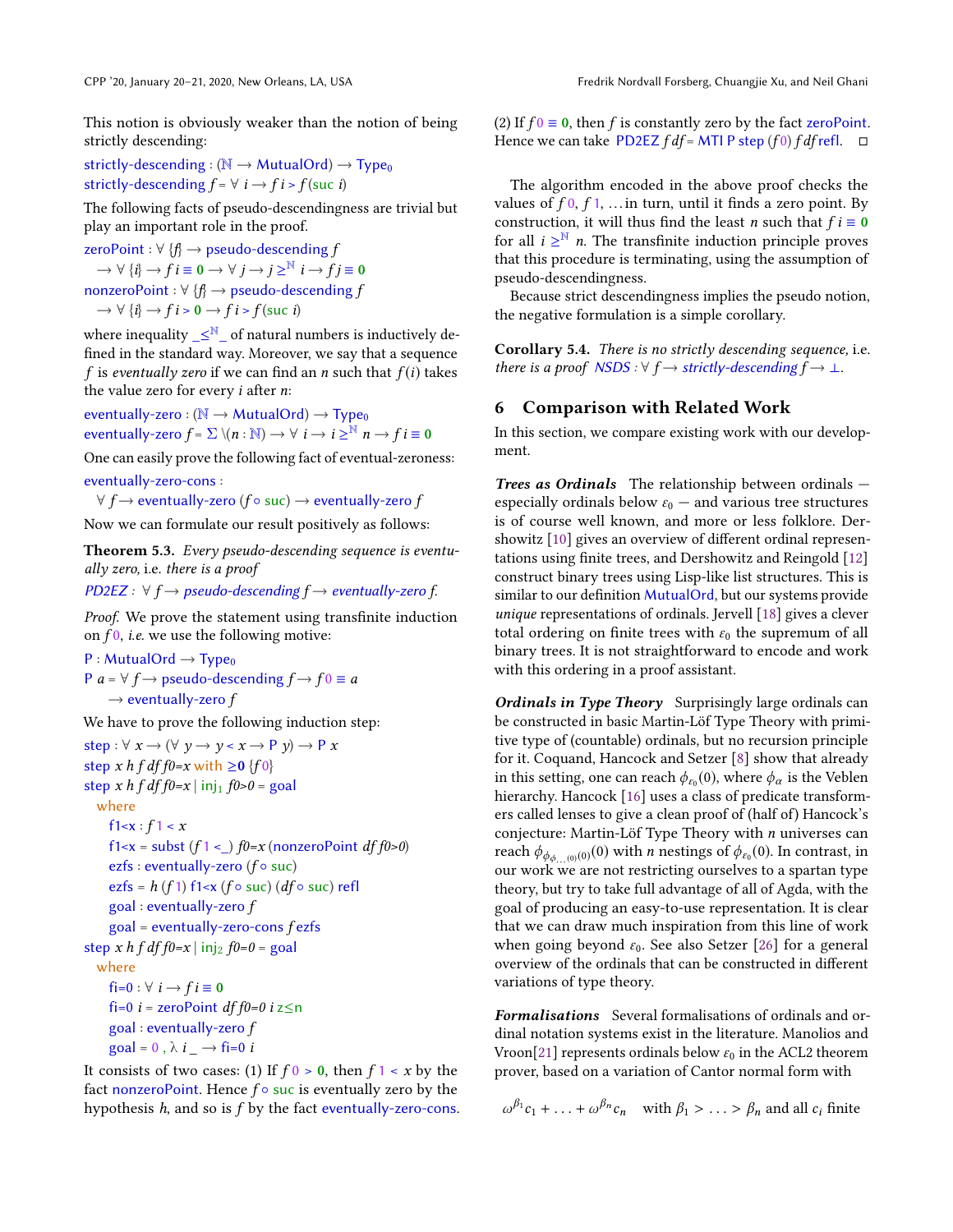This notion is obviously weaker than the notion of being strictly descending:

```
strictly-descending : (ℕ → MutualOrd) → Type₀
strictly-descending f = ∀ i → f i > f (suc i)
```

The following facts of pseudo-descendingness are trivial but play an important role in the proof.

```
zeroPoint : ∀ {f} → pseudo-descending f
  → ∀ {i} → f i ≡ 0 → ∀ j → j ≥ℕ i → f j ≡ 0
nonzeroPoint : ∀ {f} → pseudo-descending f
  → ∀ {i} → f i > 0 → f i > f (suc i)
```

where inequality $\_\leq^{\mathbb{N}}\_$ of natural numbers is inductively defined in the standard way. Moreover, we say that a sequence $f$ is *eventually zero* if we can find an $n$ such that $f(i)$ takes the value zero for every $i$ after $n$:

```
eventually-zero : (ℕ → MutualOrd) → Type₀
eventually-zero f = Σ \(n : ℕ) → ∀ i → i ≥ℕ n → f i ≡ 0
```

One can easily prove the following fact of eventual-zeroness:

```
eventually-zero-cons :
  ∀ f → eventually-zero (f ∘ suc) → eventually-zero f
```

Now we can formulate our result positively as follows:

**Theorem 5.3.** *Every pseudo-descending sequence is eventually zero,* i.e. *there is a proof*

```
PD2EZ : ∀ f → pseudo-descending f → eventually-zero f.
```

*Proof.* We prove the statement using transfinite induction on $f\,0$, *i.e.* we use the following motive:

```
P : MutualOrd → Type₀
P a = ∀ f → pseudo-descending f → f 0 ≡ a
  → eventually-zero f
```

We have to prove the following induction step:

```
step : ∀ x → (∀ y → y < x → P y) → P x
step x h f df f0=x with ≥0 {f 0}
step x h f df f0=x | inj₁ f0>0 = goal
  where
    f1<x : f 1 < x
    f1<x = subst (f 1 <_) f0=x (nonzeroPoint df f0>0)
    ezfs : eventually-zero (f ∘ suc)
    ezfs = h (f 1) f1<x (f ∘ suc) (df ∘ suc) refl
    goal : eventually-zero f
    goal = eventually-zero-cons f ezfs
step x h f df f0=x | inj₂ f0=0 = goal
  where
    fi=0 : ∀ i → f i ≡ 0
    fi=0 i = zeroPoint df f0=0 i z≤n
    goal : eventually-zero f
    goal = 0 , λ i _ → fi=0 i
```

It consists of two cases: (1) If $f\,0 > \mathbf{0}$, then $f\,1 < x$ by the fact nonzeroPoint. Hence $f \circ$ suc is eventually zero by the hypothesis $h$, and so is $f$ by the fact eventually-zero-cons. (2) If $f\,0 \equiv \mathbf{0}$, then $f$ is constantly zero by the fact zeroPoint. Hence we can take PD2EZ $f$ $df$ = MTI P step ($f$ 0) $f$ $df$ refl. □

The algorithm encoded in the above proof checks the values of $f\,0$, $f\,1$, … in turn, until it finds a zero point. By construction, it will thus find the least $n$ such that $f\,i \equiv \mathbf{0}$ for all $i \geq^{\mathbb{N}} n$. The transfinite induction principle proves that this procedure is terminating, using the assumption of pseudo-descendingness.

Because strict descendingness implies the pseudo notion, the negative formulation is a simple corollary.

**Corollary 5.4.** *There is no strictly descending sequence,* i.e. *there is a proof* NSDS : ∀ f → strictly-descending f → ⊥.

## 6 Comparison with Related Work

In this section, we compare existing work with our development.

***Trees as Ordinals*** The relationship between ordinals — especially ordinals below $\varepsilon_0$ — and various tree structures is of course well known, and more or less folklore. Dershowitz [10] gives an overview of different ordinal representations using finite trees, and Dershowitz and Reingold [12] construct binary trees using Lisp-like list structures. This is similar to our definition MutualOrd, but our systems provide *unique* representations of ordinals. Jervell [18] gives a clever total ordering on finite trees with $\varepsilon_0$ the supremum of all binary trees. It is not straightforward to encode and work with this ordering in a proof assistant.

***Ordinals in Type Theory*** Surprisingly large ordinals can be constructed in basic Martin-Löf Type Theory with primitive type of (countable) ordinals, but no recursion principle for it. Coquand, Hancock and Setzer [8] show that already in this setting, one can reach $\phi_{\varepsilon_0}(0)$, where $\phi_\alpha$ is the Veblen hierarchy. Hancock [16] uses a class of predicate transformers called lenses to give a clean proof of (half of) Hancock's conjecture: Martin-Löf Type Theory with $n$ universes can reach $\phi_{\phi_{\phi_{\ldots(0)}}(0)}(0)$ with $n$ nestings of $\phi_{\varepsilon_0}(0)$. In contrast, in our work we are not restricting ourselves to a spartan type theory, but try to take full advantage of all of Agda, with the goal of producing an easy-to-use representation. It is clear that we can draw much inspiration from this line of work when going beyond $\varepsilon_0$. See also Setzer [26] for a general overview of the ordinals that can be constructed in different variations of type theory.

***Formalisations*** Several formalisations of ordinals and ordinal notation systems exist in the literature. Manolios and Vroon[21] represents ordinals below $\varepsilon_0$ in the ACL2 theorem prover, based on a variation of Cantor normal form with

$$\omega^{\beta_1} c_1 + \ldots + \omega^{\beta_n} c_n \quad \text{with } \beta_1 > \ldots > \beta_n \text{ and all } c_i \text{ finite}$$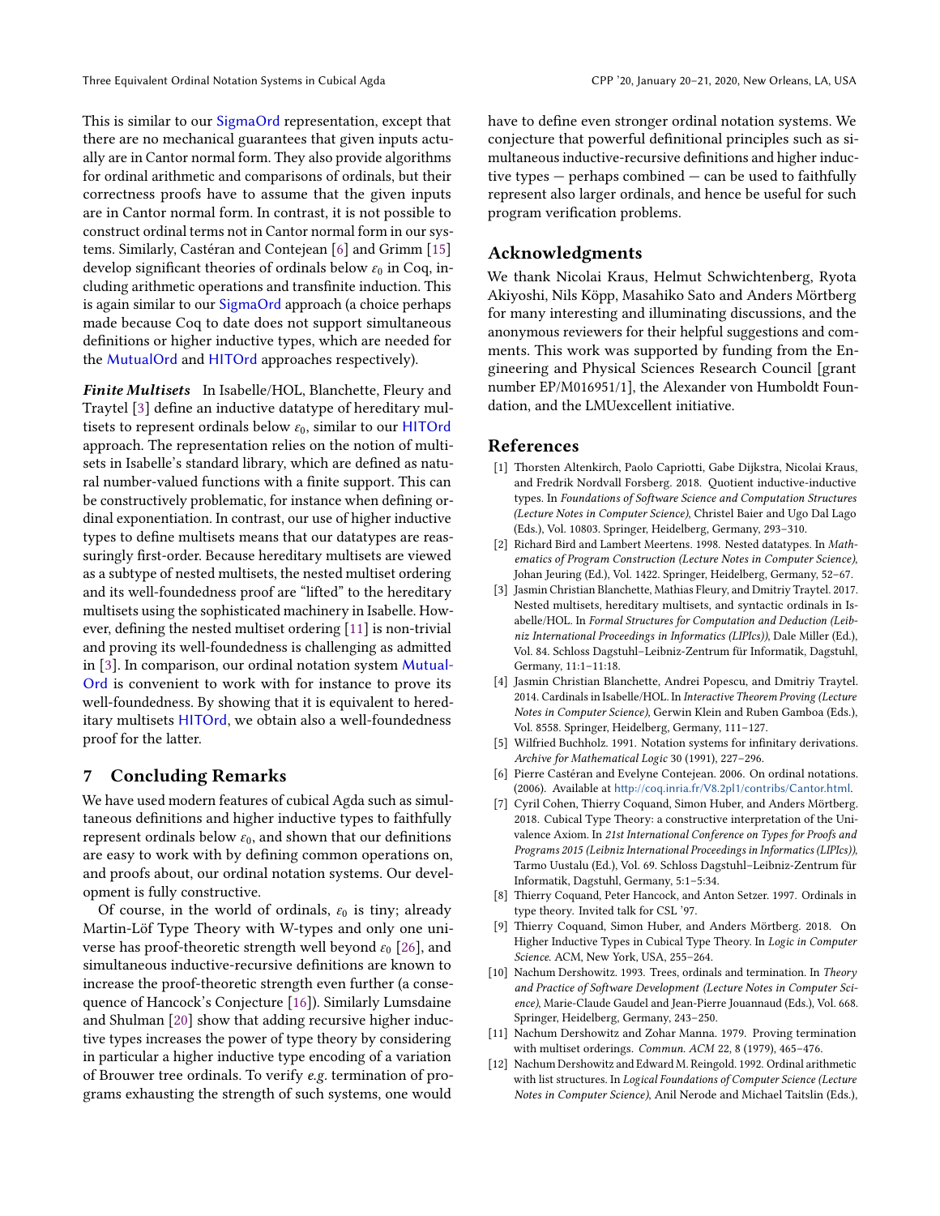This is similar to our SigmaOrd representation, except that there are no mechanical guarantees that given inputs actually are in Cantor normal form. They also provide algorithms for ordinal arithmetic and comparisons of ordinals, but their correctness proofs have to assume that the given inputs are in Cantor normal form. In contrast, it is not possible to construct ordinal terms not in Cantor normal form in our systems. Similarly, Castéran and Contejean [6] and Grimm [15] develop significant theories of ordinals below $\varepsilon_0$ in Coq, including arithmetic operations and transfinite induction. This is again similar to our SigmaOrd approach (a choice perhaps made because Coq to date does not support simultaneous definitions or higher inductive types, which are needed for the MutualOrd and HITOrd approaches respectively).

***Finite Multisets*** In Isabelle/HOL, Blanchette, Fleury and Traytel [3] define an inductive datatype of hereditary multisets to represent ordinals below $\varepsilon_0$, similar to our HITOrd approach. The representation relies on the notion of multisets in Isabelle's standard library, which are defined as natural number-valued functions with a finite support. This can be constructively problematic, for instance when defining ordinal exponentiation. In contrast, our use of higher inductive types to define multisets means that our datatypes are reassuringly first-order. Because hereditary multisets are viewed as a subtype of nested multisets, the nested multiset ordering and its well-foundedness proof are "lifted" to the hereditary multisets using the sophisticated machinery in Isabelle. However, defining the nested multiset ordering [11] is non-trivial and proving its well-foundedness is challenging as admitted in [3]. In comparison, our ordinal notation system MutualOrd is convenient to work with for instance to prove its well-foundedness. By showing that it is equivalent to hereditary multisets HITOrd, we obtain also a well-foundedness proof for the latter.

## 7 Concluding Remarks

We have used modern features of cubical Agda such as simultaneous definitions and higher inductive types to faithfully represent ordinals below $\varepsilon_0$, and shown that our definitions are easy to work with by defining common operations on, and proofs about, our ordinal notation systems. Our development is fully constructive.

Of course, in the world of ordinals, $\varepsilon_0$ is tiny; already Martin-Löf Type Theory with W-types and only one universe has proof-theoretic strength well beyond $\varepsilon_0$ [26], and simultaneous inductive-recursive definitions are known to increase the proof-theoretic strength even further (a consequence of Hancock's Conjecture [16]). Similarly Lumsdaine and Shulman [20] show that adding recursive higher inductive types increases the power of type theory by considering in particular a higher inductive type encoding of a variation of Brouwer tree ordinals. To verify *e.g.* termination of programs exhausting the strength of such systems, one would have to define even stronger ordinal notation systems. We conjecture that powerful definitional principles such as simultaneous inductive-recursive definitions and higher inductive types — perhaps combined — can be used to faithfully represent also larger ordinals, and hence be useful for such program verification problems.

## Acknowledgments

We thank Nicolai Kraus, Helmut Schwichtenberg, Ryota Akiyoshi, Nils Köpp, Masahiko Sato and Anders Mörtberg for many interesting and illuminating discussions, and the anonymous reviewers for their helpful suggestions and comments. This work was supported by funding from the Engineering and Physical Sciences Research Council [grant number EP/M016951/1], the Alexander von Humboldt Foundation, and the LMUexcellent initiative.

## References

[1] Thorsten Altenkirch, Paolo Capriotti, Gabe Dijkstra, Nicolai Kraus, and Fredrik Nordvall Forsberg. 2018. Quotient inductive-inductive types. In *Foundations of Software Science and Computation Structures (Lecture Notes in Computer Science)*, Christel Baier and Ugo Dal Lago (Eds.), Vol. 10803. Springer, Heidelberg, Germany, 293–310.

[2] Richard Bird and Lambert Meertens. 1998. Nested datatypes. In *Mathematics of Program Construction (Lecture Notes in Computer Science)*, Johan Jeuring (Ed.), Vol. 1422. Springer, Heidelberg, Germany, 52–67.

[3] Jasmin Christian Blanchette, Mathias Fleury, and Dmitriy Traytel. 2017. Nested multisets, hereditary multisets, and syntactic ordinals in Isabelle/HOL. In *Formal Structures for Computation and Deduction (Leibniz International Proceedings in Informatics (LIPIcs))*, Dale Miller (Ed.), Vol. 84. Schloss Dagstuhl–Leibniz-Zentrum für Informatik, Dagstuhl, Germany, 11:1–11:18.

[4] Jasmin Christian Blanchette, Andrei Popescu, and Dmitriy Traytel. 2014. Cardinals in Isabelle/HOL. In *Interactive Theorem Proving (Lecture Notes in Computer Science)*, Gerwin Klein and Ruben Gamboa (Eds.), Vol. 8558. Springer, Heidelberg, Germany, 111–127.

[5] Wilfried Buchholz. 1991. Notation systems for infinitary derivations. *Archive for Mathematical Logic* 30 (1991), 227–296.

[6] Pierre Castéran and Evelyne Contejean. 2006. On ordinal notations. (2006). Available at http://coq.inria.fr/V8.2pl1/contribs/Cantor.html.

[7] Cyril Cohen, Thierry Coquand, Simon Huber, and Anders Mörtberg. 2018. Cubical Type Theory: a constructive interpretation of the Univalence Axiom. In *21st International Conference on Types for Proofs and Programs 2015 (Leibniz International Proceedings in Informatics (LIPIcs))*, Tarmo Uustalu (Ed.), Vol. 69. Schloss Dagstuhl–Leibniz-Zentrum für Informatik, Dagstuhl, Germany, 5:1–5:34.

[8] Thierry Coquand, Peter Hancock, and Anton Setzer. 1997. Ordinals in type theory. Invited talk for CSL '97.

[9] Thierry Coquand, Simon Huber, and Anders Mörtberg. 2018. On Higher Inductive Types in Cubical Type Theory. In *Logic in Computer Science*. ACM, New York, USA, 255–264.

[10] Nachum Dershowitz. 1993. Trees, ordinals and termination. In *Theory and Practice of Software Development (Lecture Notes in Computer Science)*, Marie-Claude Gaudel and Jean-Pierre Jouannaud (Eds.), Vol. 668. Springer, Heidelberg, Germany, 243–250.

[11] Nachum Dershowitz and Zohar Manna. 1979. Proving termination with multiset orderings. *Commun. ACM* 22, 8 (1979), 465–476.

[12] Nachum Dershowitz and Edward M. Reingold. 1992. Ordinal arithmetic with list structures. In *Logical Foundations of Computer Science (Lecture Notes in Computer Science)*, Anil Nerode and Michael Taitslin (Eds.),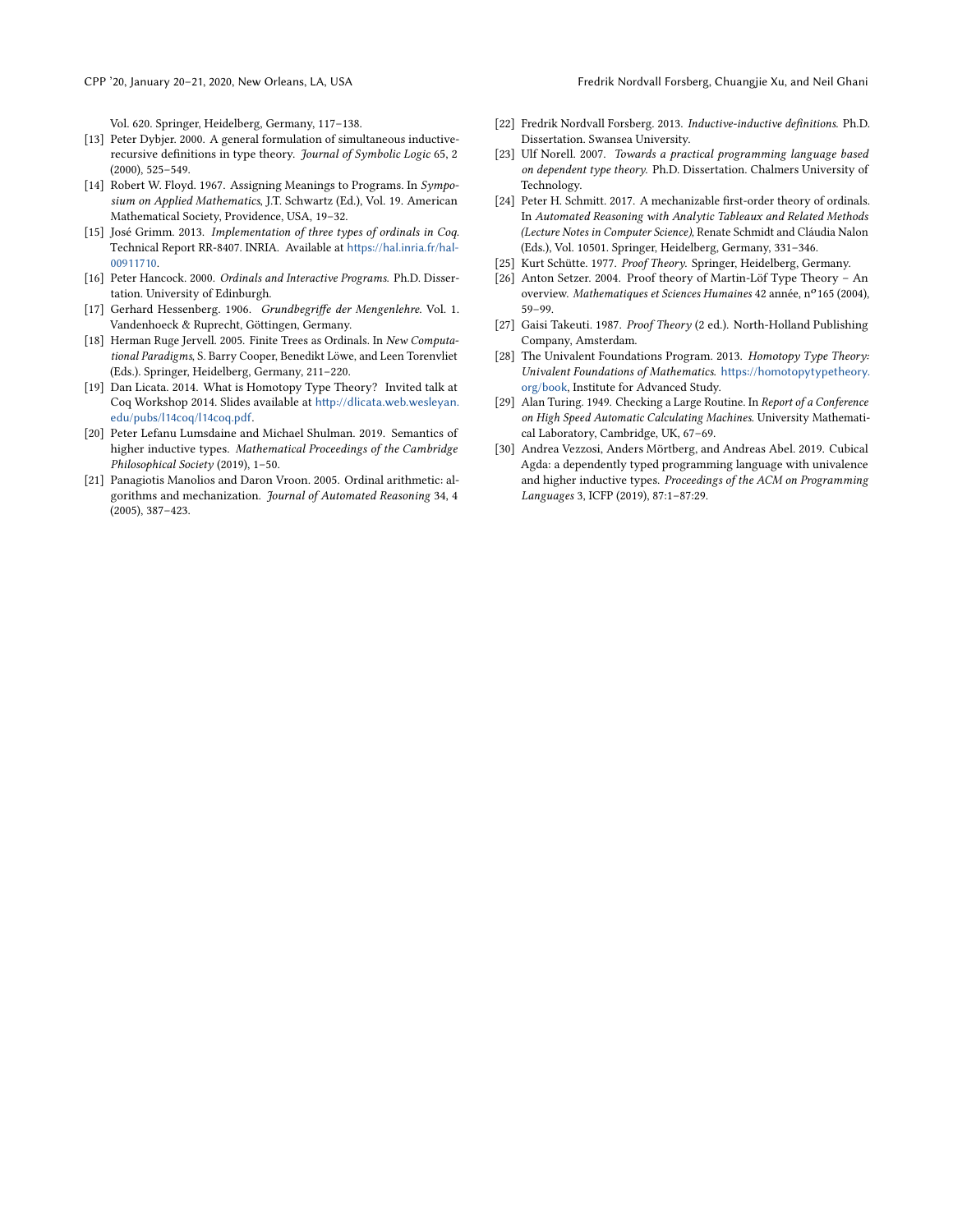Vol. 620. Springer, Heidelberg, Germany, 117–138.

[13] Peter Dybjer. 2000. A general formulation of simultaneous inductive-recursive definitions in type theory. *Journal of Symbolic Logic* 65, 2 (2000), 525–549.

[14] Robert W. Floyd. 1967. Assigning Meanings to Programs. In *Symposium on Applied Mathematics*, J.T. Schwartz (Ed.), Vol. 19. American Mathematical Society, Providence, USA, 19–32.

[15] José Grimm. 2013. *Implementation of three types of ordinals in Coq.* Technical Report RR-8407. INRIA. Available at https://hal.inria.fr/hal-00911710.

[16] Peter Hancock. 2000. *Ordinals and Interactive Programs.* Ph.D. Dissertation. University of Edinburgh.

[17] Gerhard Hessenberg. 1906. *Grundbegriffe der Mengenlehre.* Vol. 1. Vandenhoeck & Ruprecht, Göttingen, Germany.

[18] Herman Ruge Jervell. 2005. Finite Trees as Ordinals. In *New Computational Paradigms*, S. Barry Cooper, Benedikt Löwe, and Leen Torenvliet (Eds.). Springer, Heidelberg, Germany, 211–220.

[19] Dan Licata. 2014. What is Homotopy Type Theory? Invited talk at Coq Workshop 2014. Slides available at http://dlicata.web.wesleyan.edu/pubs/l14coq/l14coq.pdf.

[20] Peter Lefanu Lumsdaine and Michael Shulman. 2019. Semantics of higher inductive types. *Mathematical Proceedings of the Cambridge Philosophical Society* (2019), 1–50.

[21] Panagiotis Manolios and Daron Vroon. 2005. Ordinal arithmetic: algorithms and mechanization. *Journal of Automated Reasoning* 34, 4 (2005), 387–423.

[22] Fredrik Nordvall Forsberg. 2013. *Inductive-inductive definitions.* Ph.D. Dissertation. Swansea University.

[23] Ulf Norell. 2007. *Towards a practical programming language based on dependent type theory.* Ph.D. Dissertation. Chalmers University of Technology.

[24] Peter H. Schmitt. 2017. A mechanizable first-order theory of ordinals. In *Automated Reasoning with Analytic Tableaux and Related Methods (Lecture Notes in Computer Science)*, Renate Schmidt and Cláudia Nalon (Eds.), Vol. 10501. Springer, Heidelberg, Germany, 331–346.

[25] Kurt Schütte. 1977. *Proof Theory.* Springer, Heidelberg, Germany.

[26] Anton Setzer. 2004. Proof theory of Martin-Löf Type Theory – An overview. *Mathematiques et Sciences Humaines* 42 année, n$^o$165 (2004), 59–99.

[27] Gaisi Takeuti. 1987. *Proof Theory* (2 ed.). North-Holland Publishing Company, Amsterdam.

[28] The Univalent Foundations Program. 2013. *Homotopy Type Theory: Univalent Foundations of Mathematics.* https://homotopytypetheory.org/book, Institute for Advanced Study.

[29] Alan Turing. 1949. Checking a Large Routine. In *Report of a Conference on High Speed Automatic Calculating Machines.* University Mathematical Laboratory, Cambridge, UK, 67–69.

[30] Andrea Vezzosi, Anders Mörtberg, and Andreas Abel. 2019. Cubical Agda: a dependently typed programming language with univalence and higher inductive types. *Proceedings of the ACM on Programming Languages* 3, ICFP (2019), 87:1–87:29.